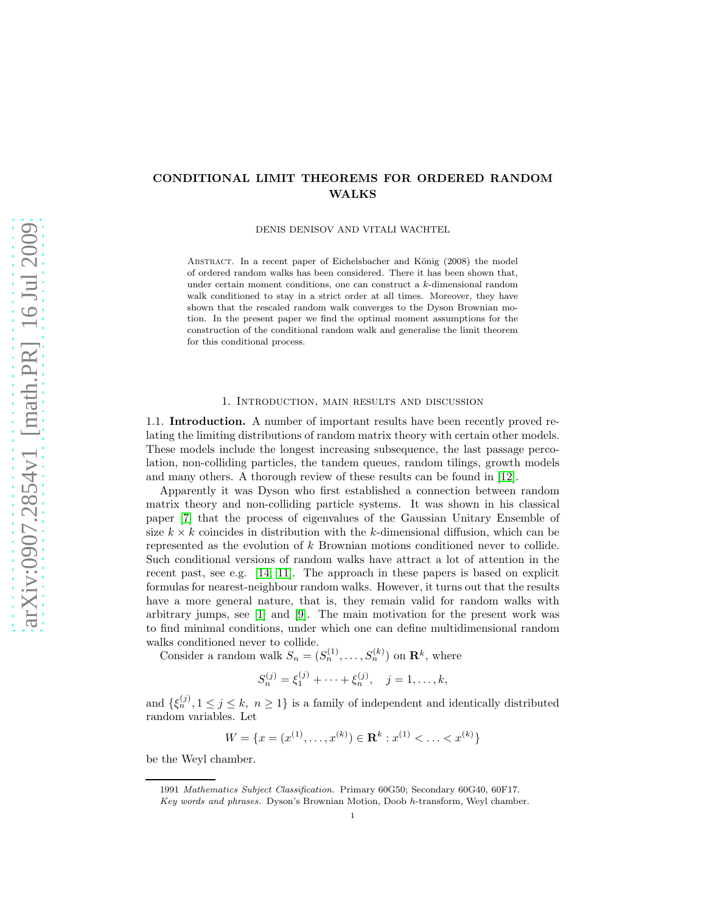# CONDITIONAL LIMIT THEOREMS FOR ORDERED RANDOM WALKS

DENIS DENISOV AND VITALI WACHTEL

Abstract. In a recent paper of Eichelsbacher and König (2008) the model of ordered random walks has been considered. There it has been shown that, under certain moment conditions, one can construct a $k$-dimensional random walk conditioned to stay in a strict order at all times. Moreover, they have shown that the rescaled random walk converges to the Dyson Brownian motion. In the present paper we find the optimal moment assumptions for the construction of the conditional random walk and generalise the limit theorem for this conditional process.

## 1. Introduction, main results and discussion

### 1.1. Introduction.

A number of important results have been recently proved relating the limiting distributions of random matrix theory with certain other models. These models include the longest increasing subsequence, the last passage percolation, non-colliding particles, the tandem queues, random tilings, growth models and many others. A thorough review of these results can be found in [12].

Apparently it was Dyson who first established a connection between random matrix theory and non-colliding particle systems. It was shown in his classical paper [7] that the process of eigenvalues of the Gaussian Unitary Ensemble of size $k \times k$ coincides in distribution with the $k$-dimensional diffusion, which can be represented as the evolution of $k$ Brownian motions conditioned never to collide. Such conditional versions of random walks have attract a lot of attention in the recent past, see e.g. [14, 11]. The approach in these papers is based on explicit formulas for nearest-neighbour random walks. However, it turns out that the results have a more general nature, that is, they remain valid for random walks with arbitrary jumps, see [1] and [9]. The main motivation for the present work was to find minimal conditions, under which one can define multidimensional random walks conditioned never to collide.

Consider a random walk $S_n = (S_n^{(1)}, \dots, S_n^{(k)})$ on $\mathbf{R}^k$, where

$$S_n^{(j)} = \xi_1^{(j)} + \cdots + \xi_n^{(j)}, \quad j = 1, \dots, k,$$

and $\{\xi_n^{(j)}, 1 \le j \le k,\ n \ge 1\}$ is a family of independent and identically distributed random variables. Let

$$W = \{x = (x^{(1)}, \dots, x^{(k)}) \in \mathbf{R}^k : x^{(1)} < \ldots < x^{(k)}\}$$

be the Weyl chamber.

1991 *Mathematics Subject Classification.* Primary 60G50; Secondary 60G40, 60F17.

*Key words and phrases.* Dyson's Brownian Motion, Doob $h$-transform, Weyl chamber.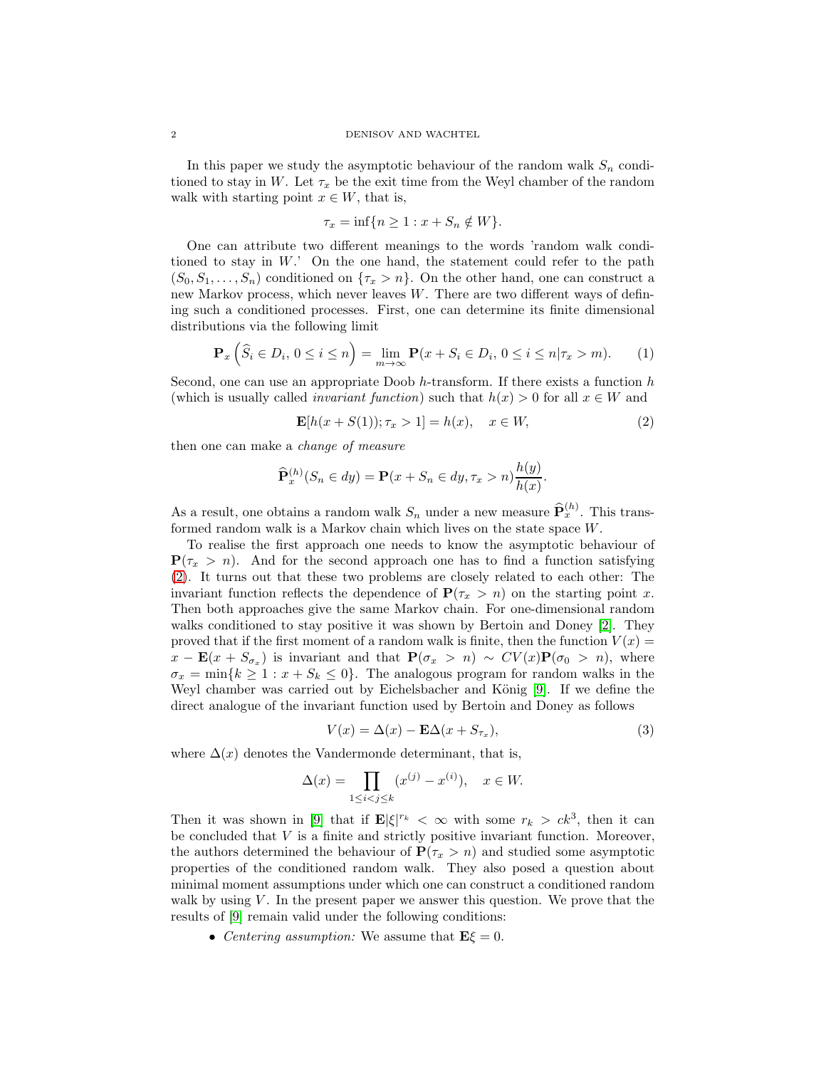In this paper we study the asymptotic behaviour of the random walk $S_n$ conditioned to stay in $W$. Let $\tau_x$ be the exit time from the Weyl chamber of the random walk with starting point $x \in W$, that is,

$$\tau_x = \inf\{n \geq 1 : x + S_n \notin W\}.$$

One can attribute two different meanings to the words 'random walk conditioned to stay in $W$.' On the one hand, the statement could refer to the path $(S_0, S_1, \ldots, S_n)$ conditioned on $\{\tau_x > n\}$. On the other hand, one can construct a new Markov process, which never leaves $W$. There are two different ways of defining such a conditioned processes. First, one can determine its finite dimensional distributions via the following limit

$$\mathbf{P}_x\left(\widehat{S}_i \in D_i,\, 0 \leq i \leq n\right) = \lim_{m\to\infty} \mathbf{P}(x + S_i \in D_i,\, 0 \leq i \leq n | \tau_x > m). \tag{1}$$

Second, one can use an appropriate Doob $h$-transform. If there exists a function $h$ (which is usually called *invariant function*) such that $h(x) > 0$ for all $x \in W$ and

$$\mathbf{E}[h(x + S(1)); \tau_x > 1] = h(x), \quad x \in W, \tag{2}$$

then one can make a *change of measure*

$$\widehat{\mathbf{P}}_x^{(h)}(S_n \in dy) = \mathbf{P}(x + S_n \in dy, \tau_x > n)\frac{h(y)}{h(x)}.$$

As a result, one obtains a random walk $S_n$ under a new measure $\widehat{\mathbf{P}}_x^{(h)}$. This transformed random walk is a Markov chain which lives on the state space $W$.

To realise the first approach one needs to know the asymptotic behaviour of $\mathbf{P}(\tau_x > n)$. And for the second approach one has to find a function satisfying (2). It turns out that these two problems are closely related to each other: The invariant function reflects the dependence of $\mathbf{P}(\tau_x > n)$ on the starting point $x$. Then both approaches give the same Markov chain. For one-dimensional random walks conditioned to stay positive it was shown by Bertoin and Doney [2]. They proved that if the first moment of a random walk is finite, then the function $V(x) = x - \mathbf{E}(x + S_{\sigma_x})$ is invariant and that $\mathbf{P}(\sigma_x > n) \sim CV(x)\mathbf{P}(\sigma_0 > n)$, where $\sigma_x = \min\{k \geq 1 : x + S_k \leq 0\}$. The analogous program for random walks in the Weyl chamber was carried out by Eichelsbacher and König [9]. If we define the direct analogue of the invariant function used by Bertoin and Doney as follows

$$V(x) = \Delta(x) - \mathbf{E}\Delta(x + S_{\tau_x}), \tag{3}$$

where $\Delta(x)$ denotes the Vandermonde determinant, that is,

$$\Delta(x) = \prod_{1\leq i<j\leq k} (x^{(j)} - x^{(i)}), \quad x \in W.$$

Then it was shown in [9] that if $\mathbf{E}|\xi|^{r_k} < \infty$ with some $r_k > ck^3$, then it can be concluded that $V$ is a finite and strictly positive invariant function. Moreover, the authors determined the behaviour of $\mathbf{P}(\tau_x > n)$ and studied some asymptotic properties of the conditioned random walk. They also posed a question about minimal moment assumptions under which one can construct a conditioned random walk by using $V$. In the present paper we answer this question. We prove that the results of [9] remain valid under the following conditions:

- *Centering assumption:* We assume that $\mathbf{E}\xi = 0$.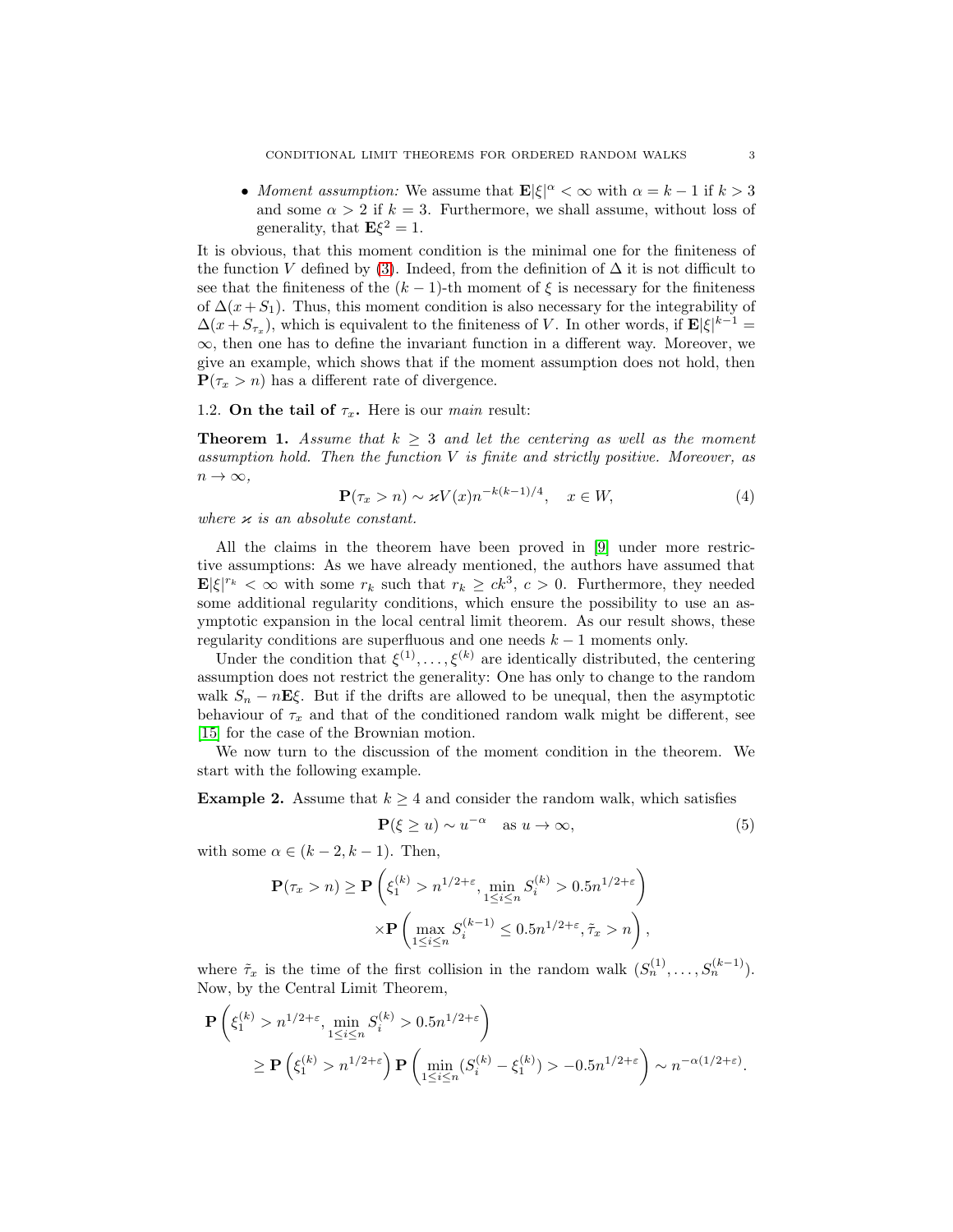- *Moment assumption:* We assume that $\mathbf{E}|\xi|^\alpha < \infty$ with $\alpha = k-1$ if $k > 3$ and some $\alpha > 2$ if $k = 3$. Furthermore, we shall assume, without loss of generality, that $\mathbf{E}\xi^2 = 1$.

It is obvious, that this moment condition is the minimal one for the finiteness of the function $V$ defined by (3). Indeed, from the definition of $\Delta$ it is not difficult to see that the finiteness of the $(k-1)$-th moment of $\xi$ is necessary for the finiteness of $\Delta(x + S_1)$. Thus, this moment condition is also necessary for the integrability of $\Delta(x + S_{\tau_x})$, which is equivalent to the finiteness of $V$. In other words, if $\mathbf{E}|\xi|^{k-1} = \infty$, then one has to define the invariant function in a different way. Moreover, we give an example, which shows that if the moment assumption does not hold, then $\mathbf{P}(\tau_x > n)$ has a different rate of divergence.

### 1.2. On the tail of $\tau_x$.

Here is our *main* result:

**Theorem 1.** *Assume that $k \geq 3$ and let the centering as well as the moment assumption hold. Then the function $V$ is finite and strictly positive. Moreover, as $n \to \infty$,*

$$\mathbf{P}(\tau_x > n) \sim \varkappa V(x) n^{-k(k-1)/4}, \quad x \in W, \tag{4}$$

*where $\varkappa$ is an absolute constant.*

All the claims in the theorem have been proved in [9] under more restrictive assumptions: As we have already mentioned, the authors have assumed that $\mathbf{E}|\xi|^{r_k} < \infty$ with some $r_k$ such that $r_k \geq ck^3$, $c > 0$. Furthermore, they needed some additional regularity conditions, which ensure the possibility to use an asymptotic expansion in the local central limit theorem. As our result shows, these regularity conditions are superfluous and one needs $k - 1$ moments only.

Under the condition that $\xi^{(1)}, \ldots, \xi^{(k)}$ are identically distributed, the centering assumption does not restrict the generality: One has only to change to the random walk $S_n - n\mathbf{E}\xi$. But if the drifts are allowed to be unequal, then the asymptotic behaviour of $\tau_x$ and that of the conditioned random walk might be different, see [15] for the case of the Brownian motion.

We now turn to the discussion of the moment condition in the theorem. We start with the following example.

**Example 2.** Assume that $k \geq 4$ and consider the random walk, which satisfies

$$\mathbf{P}(\xi \geq u) \sim u^{-\alpha} \quad \text{as } u \to \infty, \tag{5}$$

with some $\alpha \in (k-2, k-1)$. Then,

$$\mathbf{P}(\tau_x > n) \geq \mathbf{P}\left(\xi_1^{(k)} > n^{1/2+\varepsilon}, \min_{1 \leq i \leq n} S_i^{(k)} > 0.5n^{1/2+\varepsilon}\right)$$
$$\times \mathbf{P}\left(\max_{1 \leq i \leq n} S_i^{(k-1)} \leq 0.5n^{1/2+\varepsilon}, \tilde{\tau}_x > n\right),$$

where $\tilde{\tau}_x$ is the time of the first collision in the random walk $(S_n^{(1)}, \ldots, S_n^{(k-1)})$. Now, by the Central Limit Theorem,

$$\mathbf{P}\left(\xi_1^{(k)} > n^{1/2+\varepsilon}, \min_{1 \leq i \leq n} S_i^{(k)} > 0.5n^{1/2+\varepsilon}\right)$$
$$\geq \mathbf{P}\left(\xi_1^{(k)} > n^{1/2+\varepsilon}\right) \mathbf{P}\left(\min_{1 \leq i \leq n}(S_i^{(k)} - \xi_1^{(k)}) > -0.5n^{1/2+\varepsilon}\right) \sim n^{-\alpha(1/2+\varepsilon)}.$$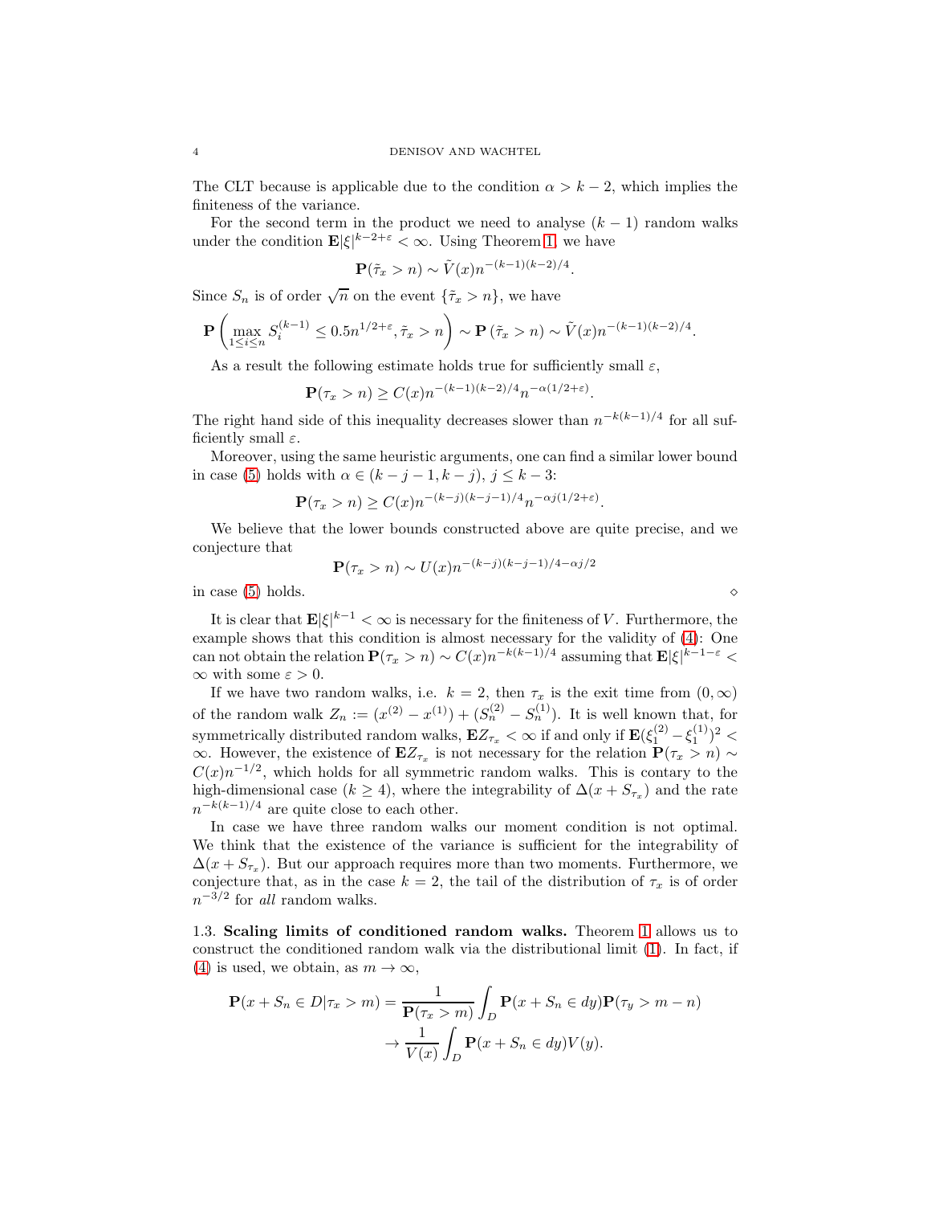The CLT because is applicable due to the condition $\alpha > k-2$, which implies the finiteness of the variance.

For the second term in the product we need to analyse $(k-1)$ random walks under the condition $\mathbf{E}|\xi|^{k-2+\varepsilon} < \infty$. Using Theorem 1, we have

$$\mathbf{P}(\tilde{\tau}_x > n) \sim \tilde{V}(x) n^{-(k-1)(k-2)/4}.$$

Since $S_n$ is of order $\sqrt{n}$ on the event $\{\tilde{\tau}_x > n\}$, we have

$$\mathbf{P}\left(\max_{1\le i\le n} S_i^{(k-1)} \le 0.5 n^{1/2+\varepsilon}, \tilde{\tau}_x > n\right) \sim \mathbf{P}\left(\tilde{\tau}_x > n\right) \sim \tilde{V}(x) n^{-(k-1)(k-2)/4}.$$

As a result the following estimate holds true for sufficiently small $\varepsilon$,

$$\mathbf{P}(\tau_x > n) \ge C(x) n^{-(k-1)(k-2)/4} n^{-\alpha(1/2+\varepsilon)}.$$

The right hand side of this inequality decreases slower than $n^{-k(k-1)/4}$ for all sufficiently small $\varepsilon$.

Moreover, using the same heuristic arguments, one can find a similar lower bound in case (5) holds with $\alpha \in (k-j-1, k-j)$, $j \le k-3$:

$$\mathbf{P}(\tau_x > n) \ge C(x) n^{-(k-j)(k-j-1)/4} n^{-\alpha j(1/2+\varepsilon)}.$$

We believe that the lower bounds constructed above are quite precise, and we conjecture that

$$\mathbf{P}(\tau_x > n) \sim U(x) n^{-(k-j)(k-j-1)/4 - \alpha j/2}$$

in case (5) holds. $\diamond$

It is clear that $\mathbf{E}|\xi|^{k-1} < \infty$ is necessary for the finiteness of $V$. Furthermore, the example shows that this condition is almost necessary for the validity of (4): One can not obtain the relation $\mathbf{P}(\tau_x > n) \sim C(x) n^{-k(k-1)/4}$ assuming that $\mathbf{E}|\xi|^{k-1-\varepsilon} < \infty$ with some $\varepsilon > 0$.

If we have two random walks, i.e. $k = 2$, then $\tau_x$ is the exit time from $(0, \infty)$ of the random walk $Z_n := (x^{(2)} - x^{(1)}) + (S_n^{(2)} - S_n^{(1)})$. It is well known that, for symmetrically distributed random walks, $\mathbf{E}Z_{\tau_x} < \infty$ if and only if $\mathbf{E}(\xi_1^{(2)} - \xi_1^{(1)})^2 < \infty$. However, the existence of $\mathbf{E}Z_{\tau_x}$ is not necessary for the relation $\mathbf{P}(\tau_x > n) \sim C(x) n^{-1/2}$, which holds for all symmetric random walks. This is contary to the high-dimensional case ($k \ge 4$), where the integrability of $\Delta(x + S_{\tau_x})$ and the rate $n^{-k(k-1)/4}$ are quite close to each other.

In case we have three random walks our moment condition is not optimal. We think that the existence of the variance is sufficient for the integrability of $\Delta(x + S_{\tau_x})$. But our approach requires more than two moments. Furthermore, we conjecture that, as in the case $k = 2$, the tail of the distribution of $\tau_x$ is of order $n^{-3/2}$ for *all* random walks.

### 1.3. Scaling limits of conditioned random walks.

Theorem 1 allows us to construct the conditioned random walk via the distributional limit (1). In fact, if (4) is used, we obtain, as $m \to \infty$,

$$\begin{aligned}
\mathbf{P}(x + S_n \in D | \tau_x > m) &= \frac{1}{\mathbf{P}(\tau_x > m)} \int_D \mathbf{P}(x + S_n \in dy) \mathbf{P}(\tau_y > m - n) \\
&\to \frac{1}{V(x)} \int_D \mathbf{P}(x + S_n \in dy) V(y).
\end{aligned}$$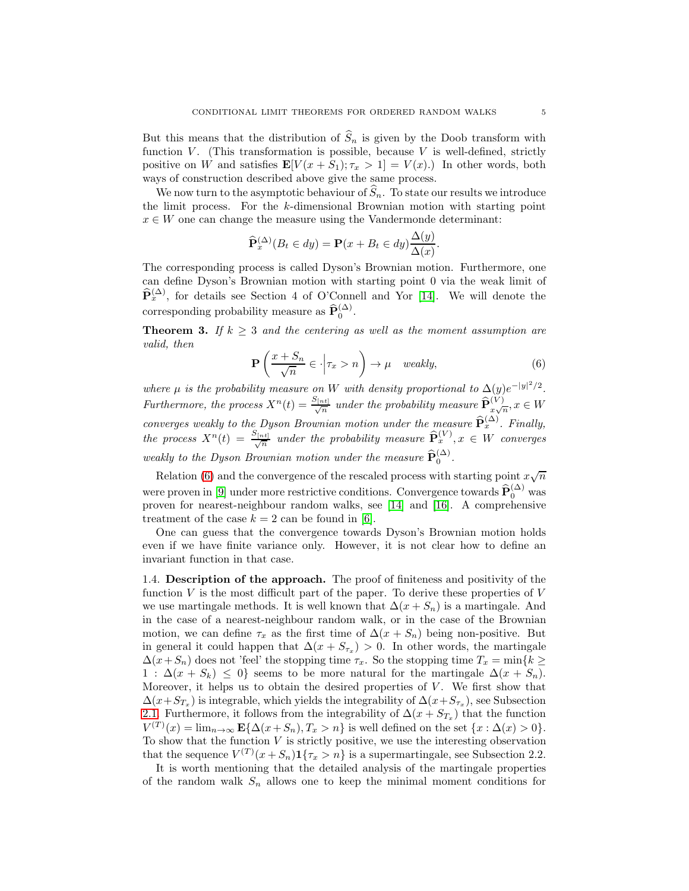But this means that the distribution of $\widehat{S}_n$ is given by the Doob transform with function $V$. (This transformation is possible, because $V$ is well-defined, strictly positive on $W$ and satisfies $\mathbf{E}[V(x+S_1);\tau_x>1]=V(x)$.) In other words, both ways of construction described above give the same process.

We now turn to the asymptotic behaviour of $\widehat{S}_n$. To state our results we introduce the limit process. For the $k$-dimensional Brownian motion with starting point $x\in W$ one can change the measure using the Vandermonde determinant:

$$\widehat{\mathbf{P}}_x^{(\Delta)}(B_t\in dy)=\mathbf{P}(x+B_t\in dy)\frac{\Delta(y)}{\Delta(x)}.$$

The corresponding process is called Dyson's Brownian motion. Furthermore, one can define Dyson's Brownian motion with starting point 0 via the weak limit of $\widehat{\mathbf{P}}_x^{(\Delta)}$, for details see Section 4 of O'Connell and Yor [14]. We will denote the corresponding probability measure as $\widehat{\mathbf{P}}_0^{(\Delta)}$.

**Theorem 3.** *If $k\geq 3$ and the centering as well as the moment assumption are valid, then*

$$\mathbf{P}\left(\frac{x+S_n}{\sqrt{n}}\in\cdot\Big|\tau_x>n\right)\to\mu\quad\textit{weakly},\tag{6}$$

*where $\mu$ is the probability measure on $W$ with density proportional to $\Delta(y)e^{-|y|^2/2}$. Furthermore, the process $X^n(t)=\frac{S_{[nt]}}{\sqrt{n}}$ under the probability measure $\widehat{\mathbf{P}}_{x\sqrt{n}}^{(V)}, x\in W$ converges weakly to the Dyson Brownian motion under the measure $\widehat{\mathbf{P}}_x^{(\Delta)}$. Finally, the process $X^n(t)=\frac{S_{[nt]}}{\sqrt{n}}$ under the probability measure $\widehat{\mathbf{P}}_x^{(V)}, x\in W$ converges weakly to the Dyson Brownian motion under the measure $\widehat{\mathbf{P}}_0^{(\Delta)}$.*

Relation (6) and the convergence of the rescaled process with starting point $x\sqrt{n}$ were proven in [9] under more restrictive conditions. Convergence towards $\widehat{\mathbf{P}}_0^{(\Delta)}$ was proven for nearest-neighbour random walks, see [14] and [16]. A comprehensive treatment of the case $k=2$ can be found in [6].

One can guess that the convergence towards Dyson's Brownian motion holds even if we have finite variance only. However, it is not clear how to define an invariant function in that case.

1.4. **Description of the approach.** The proof of finiteness and positivity of the function $V$ is the most difficult part of the paper. To derive these properties of $V$ we use martingale methods. It is well known that $\Delta(x+S_n)$ is a martingale. And in the case of a nearest-neighbour random walk, or in the case of the Brownian motion, we can define $\tau_x$ as the first time of $\Delta(x+S_n)$ being non-positive. But in general it could happen that $\Delta(x+S_{\tau_x})>0$. In other words, the martingale $\Delta(x+S_n)$ does not 'feel' the stopping time $\tau_x$. So the stopping time $T_x=\min\{k\geq 1:\Delta(x+S_k)\leq 0\}$ seems to be more natural for the martingale $\Delta(x+S_n)$. Moreover, it helps us to obtain the desired properties of $V$. We first show that $\Delta(x+S_{T_x})$ is integrable, which yields the integrability of $\Delta(x+S_{\tau_x})$, see Subsection 2.1. Furthermore, it follows from the integrability of $\Delta(x+S_{T_x})$ that the function $V^{(T)}(x)=\lim_{n\to\infty}\mathbf{E}\{\Delta(x+S_n),T_x>n\}$ is well defined on the set $\{x:\Delta(x)>0\}$. To show that the function $V$ is strictly positive, we use the interesting observation that the sequence $V^{(T)}(x+S_n)\mathbf{1}\{\tau_x>n\}$ is a supermartingale, see Subsection 2.2.

It is worth mentioning that the detailed analysis of the martingale properties of the random walk $S_n$ allows one to keep the minimal moment conditions for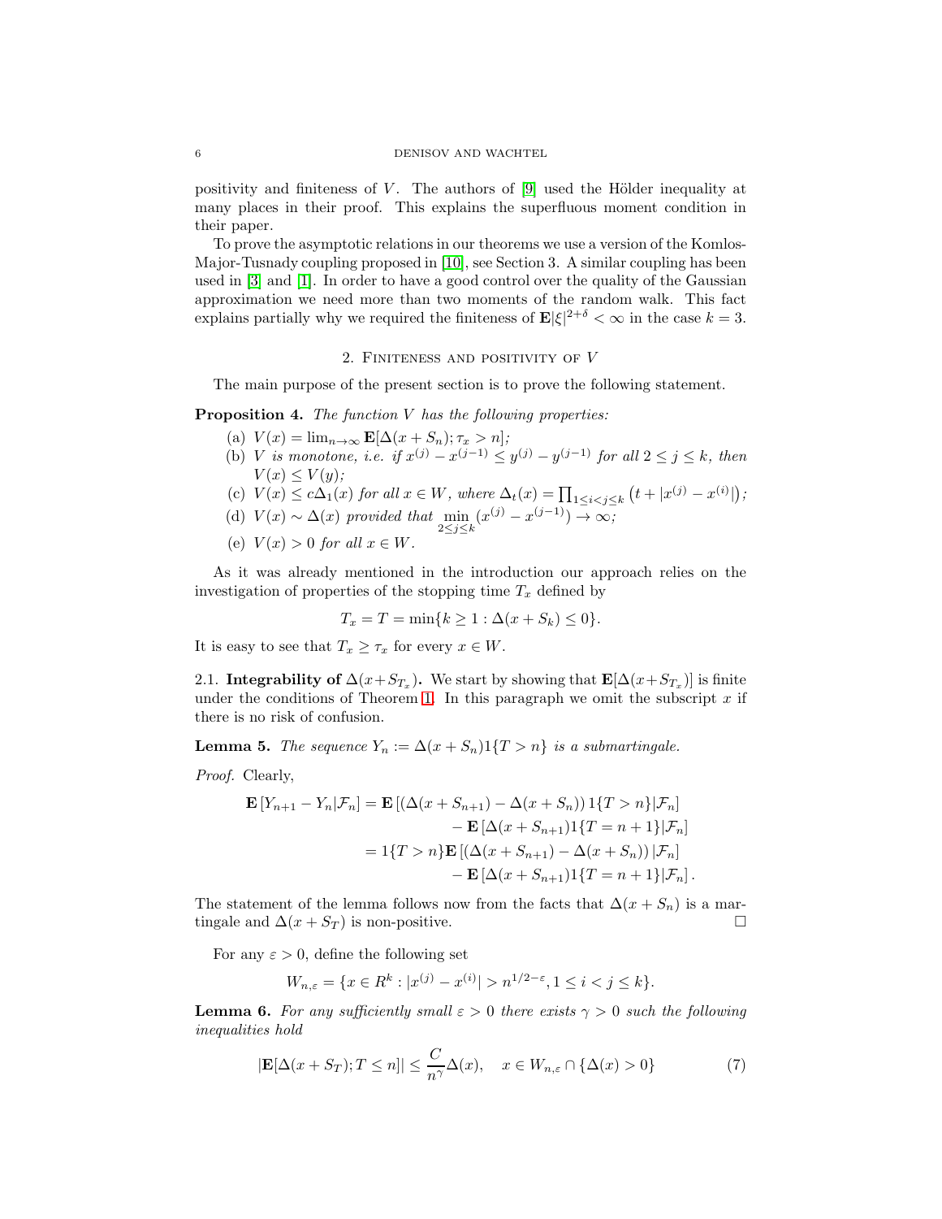positivity and finiteness of $V$. The authors of [9] used the Hölder inequality at many places in their proof. This explains the superfluous moment condition in their paper.

To prove the asymptotic relations in our theorems we use a version of the Komlos-Major-Tusnady coupling proposed in [10], see Section 3. A similar coupling has been used in [3] and [1]. In order to have a good control over the quality of the Gaussian approximation we need more than two moments of the random walk. This fact explains partially why we required the finiteness of $\mathbf{E}|\xi|^{2+\delta} < \infty$ in the case $k = 3$.

## 2. Finiteness and positivity of $V$

The main purpose of the present section is to prove the following statement.

**Proposition 4.** *The function $V$ has the following properties:*

(a) $V(x) = \lim_{n\to\infty} \mathbf{E}[\Delta(x + S_n); \tau_x > n]$;

(b) *$V$ is monotone, i.e. if $x^{(j)} - x^{(j-1)} \le y^{(j)} - y^{(j-1)}$ for all $2 \le j \le k$, then $V(x) \le V(y)$;*

(c) *$V(x) \le c\Delta_1(x)$ for all $x \in W$, where $\Delta_t(x) = \prod_{1\le i<j\le k} \left(t + |x^{(j)} - x^{(i)}|\right)$;*

(d) *$V(x) \sim \Delta(x)$ provided that $\min\limits_{2\le j\le k}(x^{(j)} - x^{(j-1)}) \to \infty$;*

(e) *$V(x) > 0$ for all $x \in W$.*

As it was already mentioned in the introduction our approach relies on the investigation of properties of the stopping time $T_x$ defined by

$$T_x = T = \min\{k \ge 1 : \Delta(x + S_k) \le 0\}.$$

It is easy to see that $T_x \ge \tau_x$ for every $x \in W$.

### 2.1. Integrability of $\Delta(x+S_{T_x})$.

We start by showing that $\mathbf{E}[\Delta(x+S_{T_x})]$ is finite under the conditions of Theorem 1. In this paragraph we omit the subscript $x$ if there is no risk of confusion.

**Lemma 5.** *The sequence $Y_n := \Delta(x + S_n)1\{T > n\}$ is a submartingale.*

*Proof.* Clearly,

$$\begin{aligned}
\mathbf{E}\left[Y_{n+1} - Y_n|\mathcal{F}_n\right] &= \mathbf{E}\left[\left(\Delta(x + S_{n+1}) - \Delta(x + S_n)\right)1\{T > n\}|\mathcal{F}_n\right] \\
&\quad - \mathbf{E}\left[\Delta(x + S_{n+1})1\{T = n + 1\}|\mathcal{F}_n\right] \\
&= 1\{T > n\}\mathbf{E}\left[\left(\Delta(x + S_{n+1}) - \Delta(x + S_n)\right)|\mathcal{F}_n\right] \\
&\quad - \mathbf{E}\left[\Delta(x + S_{n+1})1\{T = n + 1\}|\mathcal{F}_n\right].
\end{aligned}$$

The statement of the lemma follows now from the facts that $\Delta(x + S_n)$ is a martingale and $\Delta(x + S_T)$ is non-positive. □

For any $\varepsilon > 0$, define the following set

$$W_{n,\varepsilon} = \{x \in R^k : |x^{(j)} - x^{(i)}| > n^{1/2-\varepsilon}, 1 \le i < j \le k\}.$$

**Lemma 6.** *For any sufficiently small $\varepsilon > 0$ there exists $\gamma > 0$ such the following inequalities hold*

$$|\mathbf{E}[\Delta(x + S_T); T \le n]| \le \frac{C}{n^\gamma}\Delta(x), \quad x \in W_{n,\varepsilon} \cap \{\Delta(x) > 0\} \tag{7}$$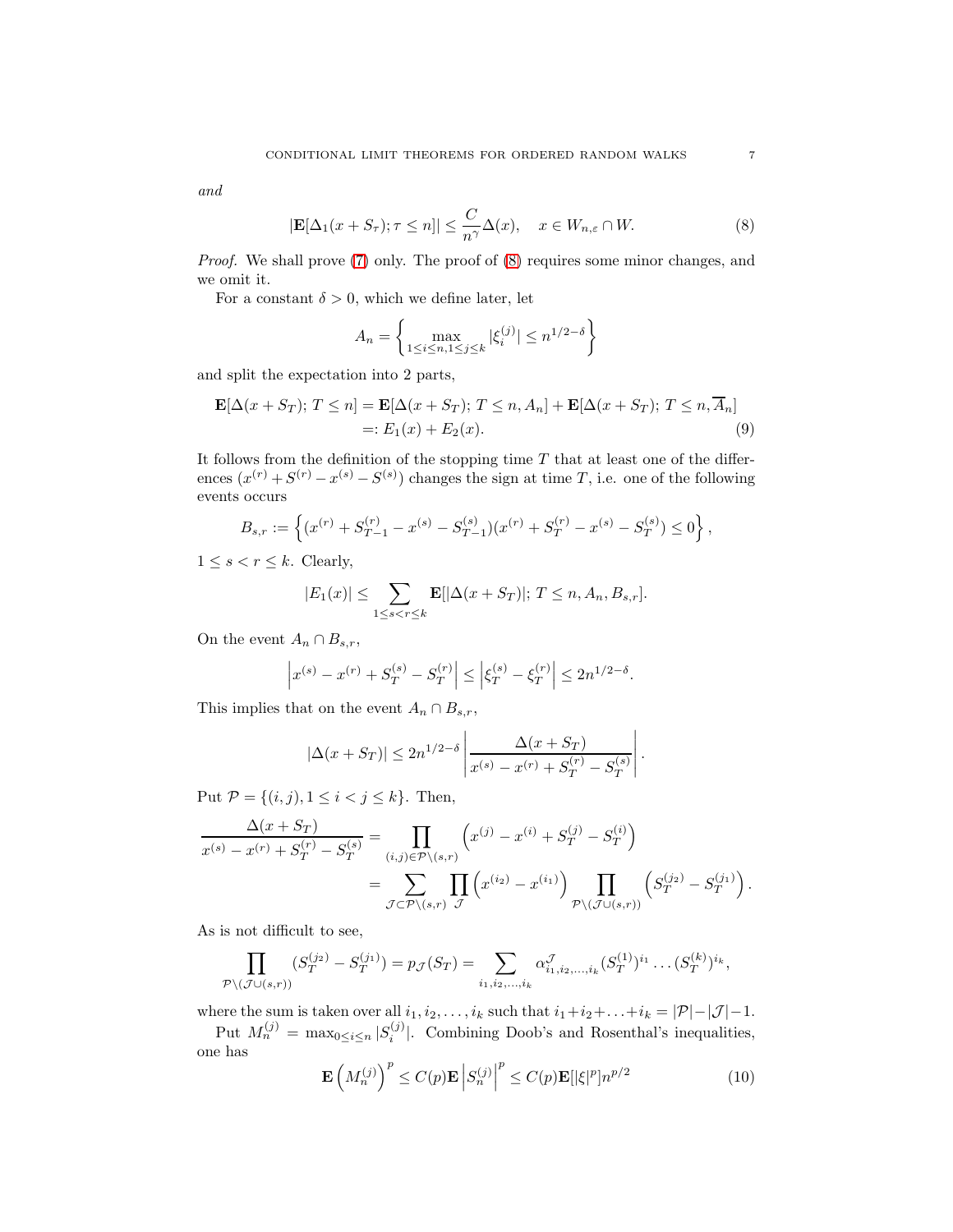*and*

$$|\mathbf{E}[\Delta_1(x+S_\tau);\tau\le n]|\le \frac{C}{n^\gamma}\Delta(x),\quad x\in W_{n,\varepsilon}\cap W. \tag{8}$$

*Proof.* We shall prove (7) only. The proof of (8) requires some minor changes, and we omit it.

For a constant $\delta>0$, which we define later, let

$$A_n=\left\{\max_{1\le i\le n,1\le j\le k}|\xi_i^{(j)}|\le n^{1/2-\delta}\right\}$$

and split the expectation into 2 parts,

$$\begin{aligned}\mathbf{E}[\Delta(x+S_T);\,T\le n]&=\mathbf{E}[\Delta(x+S_T);\,T\le n,A_n]+\mathbf{E}[\Delta(x+S_T);\,T\le n,\overline{A}_n]\\&=:E_1(x)+E_2(x).\end{aligned}\tag{9}$$

It follows from the definition of the stopping time $T$ that at least one of the differences $(x^{(r)}+S^{(r)}-x^{(s)}-S^{(s)})$ changes the sign at time $T$, i.e. one of the following events occurs

$$B_{s,r}:=\left\{(x^{(r)}+S_{T-1}^{(r)}-x^{(s)}-S_{T-1}^{(s)})(x^{(r)}+S_T^{(r)}-x^{(s)}-S_T^{(s)})\le 0\right\},$$

$1\le s<r\le k$. Clearly,

$$|E_1(x)|\le\sum_{1\le s<r\le k}\mathbf{E}[|\Delta(x+S_T)|;\,T\le n,A_n,B_{s,r}].$$

On the event $A_n\cap B_{s,r}$,

$$\left|x^{(s)}-x^{(r)}+S_T^{(s)}-S_T^{(r)}\right|\le\left|\xi_T^{(s)}-\xi_T^{(r)}\right|\le 2n^{1/2-\delta}.$$

This implies that on the event $A_n\cap B_{s,r}$,

$$|\Delta(x+S_T)|\le 2n^{1/2-\delta}\left|\frac{\Delta(x+S_T)}{x^{(s)}-x^{(r)}+S_T^{(r)}-S_T^{(s)}}\right|.$$

Put $\mathcal{P}=\{(i,j),1\le i<j\le k\}$. Then,

$$\begin{aligned}\frac{\Delta(x+S_T)}{x^{(s)}-x^{(r)}+S_T^{(r)}-S_T^{(s)}}&=\prod_{(i,j)\in\mathcal{P}\setminus(s,r)}\left(x^{(j)}-x^{(i)}+S_T^{(j)}-S_T^{(i)}\right)\\&=\sum_{\mathcal{J}\subset\mathcal{P}\setminus(s,r)}\prod_{\mathcal{J}}\left(x^{(i_2)}-x^{(i_1)}\right)\prod_{\mathcal{P}\setminus(\mathcal{J}\cup(s,r))}\left(S_T^{(j_2)}-S_T^{(j_1)}\right).\end{aligned}$$

As is not difficult to see,

$$\prod_{\mathcal{P}\setminus(\mathcal{J}\cup(s,r))}(S_T^{(j_2)}-S_T^{(j_1)})=p_{\mathcal{J}}(S_T)=\sum_{i_1,i_2,\dots,i_k}\alpha^{\mathcal{J}}_{i_1,i_2,\dots,i_k}(S_T^{(1)})^{i_1}\dots(S_T^{(k)})^{i_k},$$

where the sum is taken over all $i_1,i_2,\dots,i_k$ such that $i_1+i_2+\ldots+i_k=|\mathcal{P}|-|\mathcal{J}|-1$.

Put $M_n^{(j)}=\max_{0\le i\le n}|S_i^{(j)}|$. Combining Doob's and Rosenthal's inequalities, one has

$$\mathbf{E}\left(M_n^{(j)}\right)^p\le C(p)\mathbf{E}\left|S_n^{(j)}\right|^p\le C(p)\mathbf{E}[|\xi|^p]n^{p/2}\tag{10}$$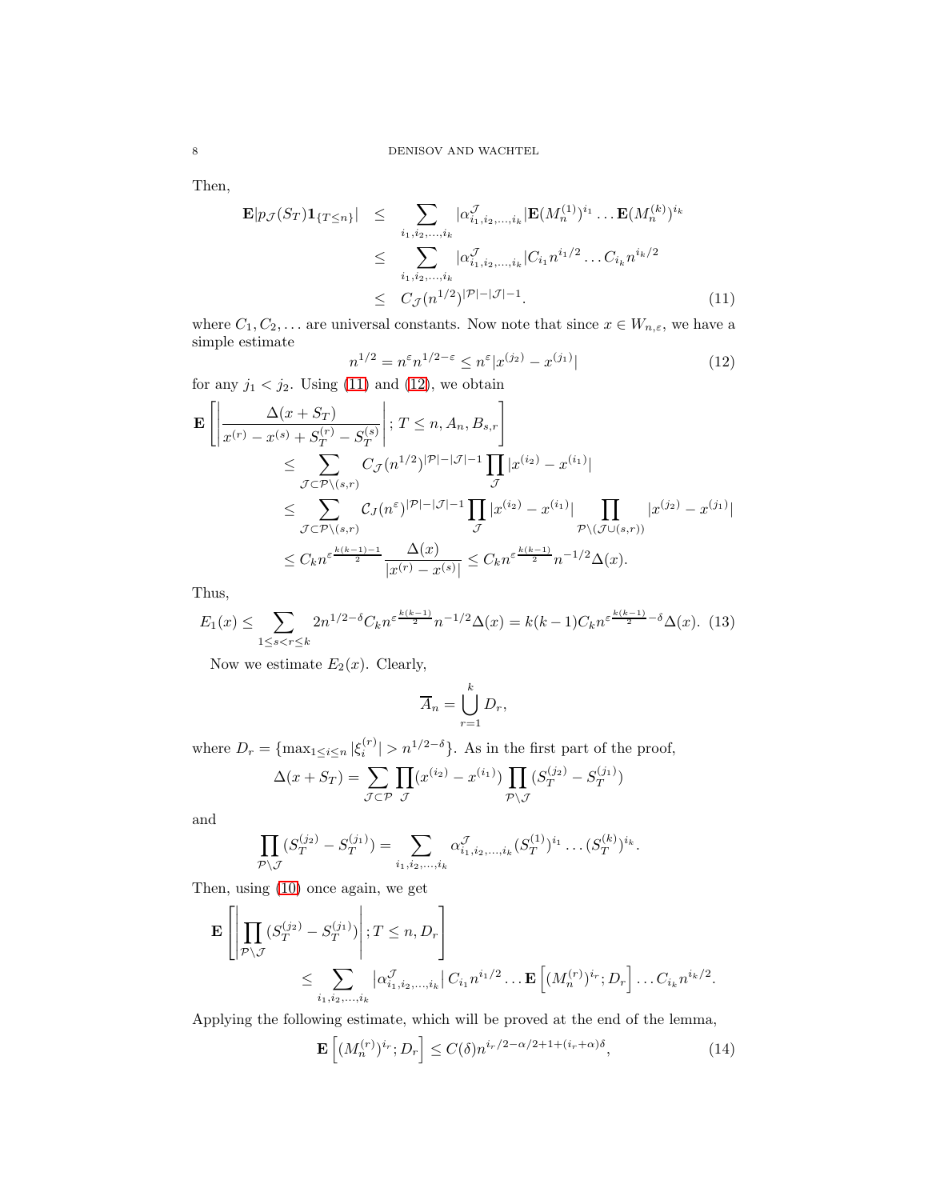Then,

$$
\begin{aligned}
\mathbf{E}|p_{\mathcal{J}}(S_T)\mathbf{1}_{\{T\le n\}}| &\le \sum_{i_1,i_2,\dots,i_k} |\alpha^{\mathcal{J}}_{i_1,i_2,\dots,i_k}|\mathbf{E}(M_n^{(1)})^{i_1}\dots\mathbf{E}(M_n^{(k)})^{i_k}\\
&\le \sum_{i_1,i_2,\dots,i_k} |\alpha^{\mathcal{J}}_{i_1,i_2,\dots,i_k}|C_{i_1}n^{i_1/2}\dots C_{i_k}n^{i_k/2}\\
&\le C_{\mathcal{J}}(n^{1/2})^{|\mathcal{P}|-|\mathcal{J}|-1}. \qquad (11)
\end{aligned}
$$

where $C_1, C_2,\dots$ are universal constants. Now note that since $x\in W_{n,\varepsilon}$, we have a simple estimate

$$
n^{1/2} = n^{\varepsilon}n^{1/2-\varepsilon}\le n^{\varepsilon}|x^{(j_2)}-x^{(j_1)}| \qquad (12)
$$

for any $j_1<j_2$. Using (11) and (12), we obtain

$$
\begin{aligned}
&\mathbf{E}\left[\left|\frac{\Delta(x+S_T)}{x^{(r)}-x^{(s)}+S_T^{(r)}-S_T^{(s)}}\right|; T\le n, A_n, B_{s,r}\right]\\
&\qquad\le \sum_{\mathcal{J}\subset\mathcal{P}\setminus(s,r)} C_{\mathcal{J}}(n^{1/2})^{|\mathcal{P}|-|\mathcal{J}|-1}\prod_{\mathcal{J}}|x^{(i_2)}-x^{(i_1)}|\\
&\qquad\le \sum_{\mathcal{J}\subset\mathcal{P}\setminus(s,r)} \mathcal{C}_J(n^{\varepsilon})^{|\mathcal{P}|-|\mathcal{J}|-1}\prod_{\mathcal{J}}|x^{(i_2)}-x^{(i_1)}|\prod_{\mathcal{P}\setminus(\mathcal{J}\cup(s,r))}|x^{(j_2)}-x^{(j_1)}|\\
&\qquad\le C_k n^{\varepsilon\frac{k(k-1)-1}{2}}\frac{\Delta(x)}{|x^{(r)}-x^{(s)}|}\le C_k n^{\varepsilon\frac{k(k-1)}{2}}n^{-1/2}\Delta(x).
\end{aligned}
$$

Thus,

$$
E_1(x)\le \sum_{1\le s<r\le k} 2n^{1/2-\delta}C_k n^{\varepsilon\frac{k(k-1)}{2}}n^{-1/2}\Delta(x) = k(k-1)C_k n^{\varepsilon\frac{k(k-1)}{2}-\delta}\Delta(x). \quad (13)
$$

Now we estimate $E_2(x)$. Clearly,

$$
\overline{A}_n = \bigcup_{r=1}^{k} D_r,
$$

where $D_r=\{\max_{1\le i\le n}|\xi_i^{(r)}|>n^{1/2-\delta}\}$. As in the first part of the proof,

$$
\Delta(x+S_T)=\sum_{\mathcal{J}\subset\mathcal{P}}\prod_{\mathcal{J}}(x^{(i_2)}-x^{(i_1)})\prod_{\mathcal{P}\setminus\mathcal{J}}(S_T^{(j_2)}-S_T^{(j_1)})
$$

and

$$
\prod_{\mathcal{P}\setminus\mathcal{J}}(S_T^{(j_2)}-S_T^{(j_1)})=\sum_{i_1,i_2,\dots,i_k}\alpha^{\mathcal{J}}_{i_1,i_2,\dots,i_k}(S_T^{(1)})^{i_1}\dots(S_T^{(k)})^{i_k}.
$$

Then, using (10) once again, we get

$$
\begin{aligned}
&\mathbf{E}\left[\left|\prod_{\mathcal{P}\setminus\mathcal{J}}(S_T^{(j_2)}-S_T^{(j_1)})\right|; T\le n, D_r\right]\\
&\qquad\qquad\le \sum_{i_1,i_2,\dots,i_k}\left|\alpha^{\mathcal{J}}_{i_1,i_2,\dots,i_k}\right| C_{i_1}n^{i_1/2}\dots\mathbf{E}\left[(M_n^{(r)})^{i_r};D_r\right]\dots C_{i_k}n^{i_k/2}.
\end{aligned}
$$

Applying the following estimate, which will be proved at the end of the lemma,

$$
\mathbf{E}\left[(M_n^{(r)})^{i_r};D_r\right]\le C(\delta)n^{i_r/2-\alpha/2+1+(i_r+\alpha)\delta}, \qquad (14)
$$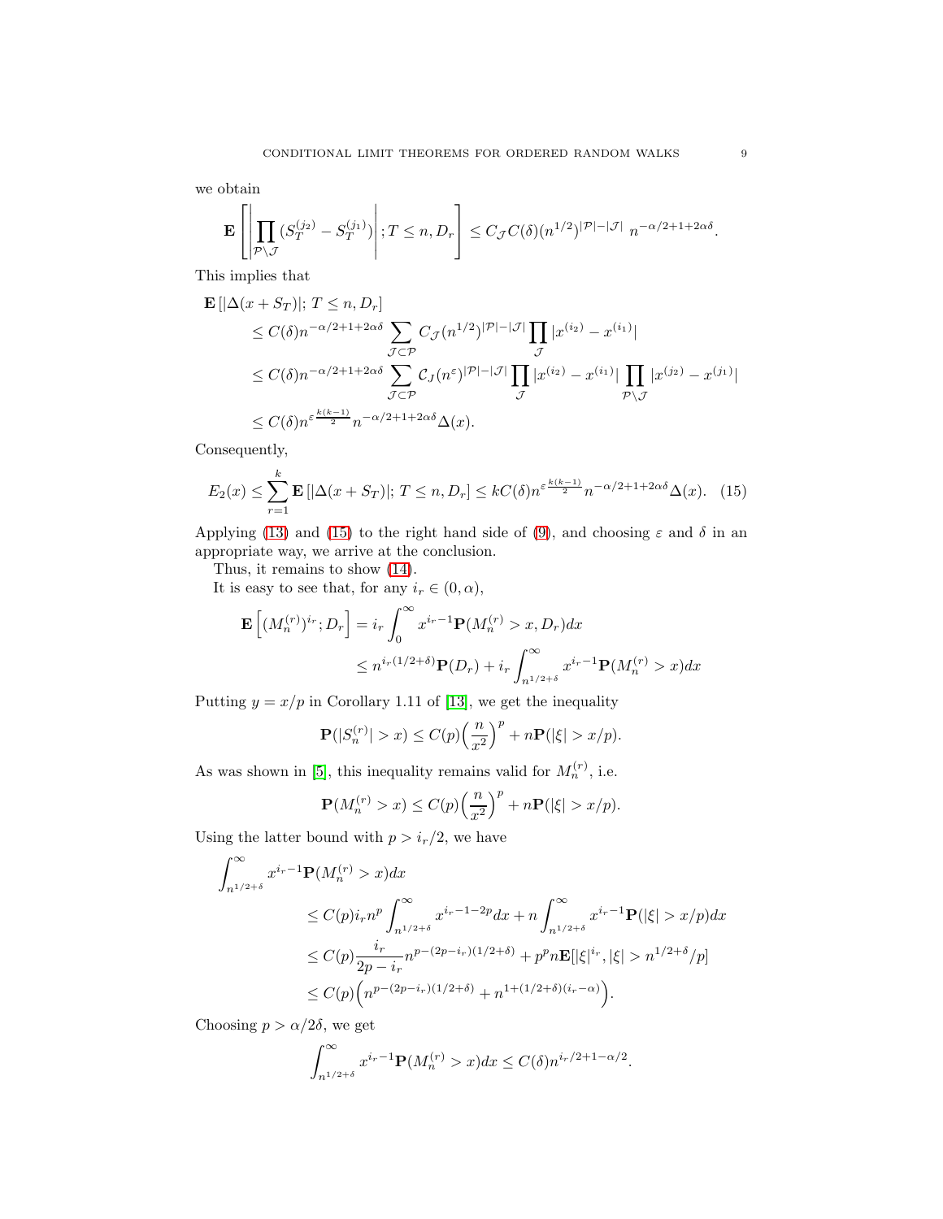we obtain

$$\mathbf{E}\left[\left|\prod_{\mathcal{P}\setminus\mathcal{J}}(S_T^{(j_2)}-S_T^{(j_1)})\right|;T\le n,D_r\right]\le C_{\mathcal{J}}C(\delta)(n^{1/2})^{|\mathcal{P}|-|\mathcal{J}|}\ n^{-\alpha/2+1+2\alpha\delta}.$$

This implies that

$$\begin{aligned}
&\mathbf{E}\left[|\Delta(x+S_T)|;\,T\le n,D_r\right]\\
&\quad\le C(\delta)n^{-\alpha/2+1+2\alpha\delta}\sum_{\mathcal{J}\subset\mathcal{P}}C_{\mathcal{J}}(n^{1/2})^{|\mathcal{P}|-|\mathcal{J}|}\prod_{\mathcal{J}}|x^{(i_2)}-x^{(i_1)}|\\
&\quad\le C(\delta)n^{-\alpha/2+1+2\alpha\delta}\sum_{\mathcal{J}\subset\mathcal{P}}\mathcal{C}_J(n^{\varepsilon})^{|\mathcal{P}|-|\mathcal{J}|}\prod_{\mathcal{J}}|x^{(i_2)}-x^{(i_1)}|\prod_{\mathcal{P}\setminus\mathcal{J}}|x^{(j_2)}-x^{(j_1)}|\\
&\quad\le C(\delta)n^{\varepsilon\frac{k(k-1)}{2}}n^{-\alpha/2+1+2\alpha\delta}\Delta(x).
\end{aligned}$$

Consequently,

$$E_2(x)\le\sum_{r=1}^{k}\mathbf{E}\left[|\Delta(x+S_T)|;\,T\le n,D_r\right]\le kC(\delta)n^{\varepsilon\frac{k(k-1)}{2}}n^{-\alpha/2+1+2\alpha\delta}\Delta(x).\quad(15)$$

Applying (13) and (15) to the right hand side of (9), and choosing $\varepsilon$ and $\delta$ in an appropriate way, we arrive at the conclusion.

Thus, it remains to show (14).

It is easy to see that, for any $i_r\in(0,\alpha)$,

$$\begin{aligned}
\mathbf{E}\left[(M_n^{(r)})^{i_r};D_r\right]&=i_r\int_0^\infty x^{i_r-1}\mathbf{P}(M_n^{(r)}>x,D_r)dx\\
&\le n^{i_r(1/2+\delta)}\mathbf{P}(D_r)+i_r\int_{n^{1/2+\delta}}^\infty x^{i_r-1}\mathbf{P}(M_n^{(r)}>x)dx
\end{aligned}$$

Putting $y=x/p$ in Corollary 1.11 of [13], we get the inequality

$$\mathbf{P}(|S_n^{(r)}|>x)\le C(p)\Big(\frac{n}{x^2}\Big)^p+n\mathbf{P}(|\xi|>x/p).$$

As was shown in [5], this inequality remains valid for $M_n^{(r)}$, i.e.

$$\mathbf{P}(M_n^{(r)}>x)\le C(p)\Big(\frac{n}{x^2}\Big)^p+n\mathbf{P}(|\xi|>x/p).$$

Using the latter bound with $p>i_r/2$, we have

$$\begin{aligned}
&\int_{n^{1/2+\delta}}^\infty x^{i_r-1}\mathbf{P}(M_n^{(r)}>x)dx\\
&\qquad\le C(p)i_rn^p\int_{n^{1/2+\delta}}^\infty x^{i_r-1-2p}dx+n\int_{n^{1/2+\delta}}^\infty x^{i_r-1}\mathbf{P}(|\xi|>x/p)dx\\
&\qquad\le C(p)\frac{i_r}{2p-i_r}n^{p-(2p-i_r)(1/2+\delta)}+p^pn\mathbf{E}[|\xi|^{i_r},|\xi|>n^{1/2+\delta}/p]\\
&\qquad\le C(p)\Big(n^{p-(2p-i_r)(1/2+\delta)}+n^{1+(1/2+\delta)(i_r-\alpha)}\Big).
\end{aligned}$$

Choosing $p>\alpha/2\delta$, we get

$$\int_{n^{1/2+\delta}}^\infty x^{i_r-1}\mathbf{P}(M_n^{(r)}>x)dx\le C(\delta)n^{i_r/2+1-\alpha/2}.$$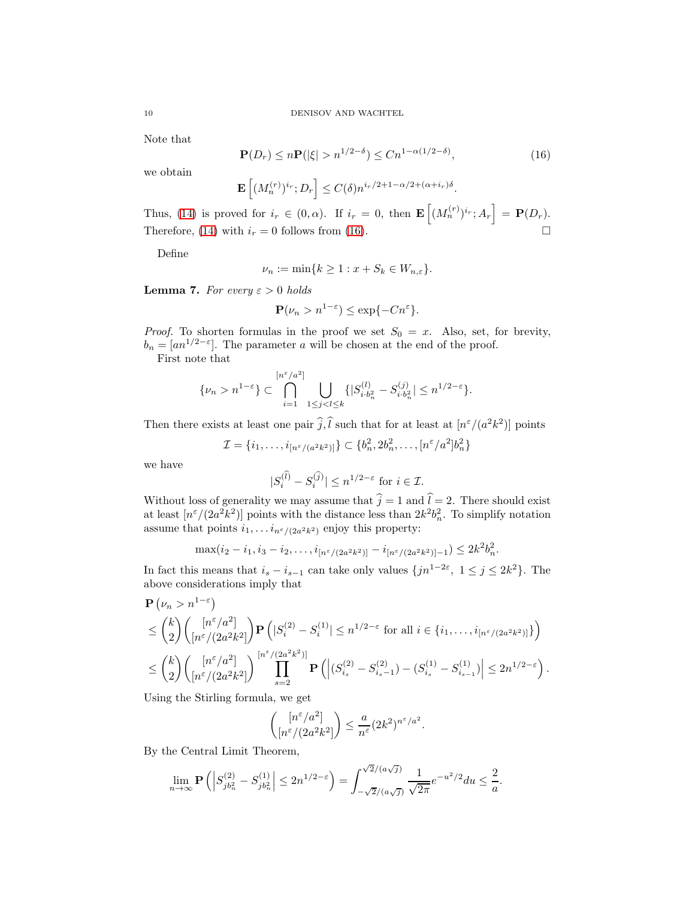Note that

$$\mathbf{P}(D_r) \le n\mathbf{P}(|\xi| > n^{1/2-\delta}) \le Cn^{1-\alpha(1/2-\delta)}, \tag{16}$$

we obtain

$$\mathbf{E}\left[(M_n^{(r)})^{i_r}; D_r\right] \le C(\delta) n^{i_r/2+1-\alpha/2+(\alpha+i_r)\delta}.$$

Thus, (14) is proved for $i_r \in (0,\alpha)$. If $i_r = 0$, then $\mathbf{E}\left[(M_n^{(r)})^{i_r}; A_r\right] = \mathbf{P}(D_r)$. Therefore, (14) with $i_r = 0$ follows from (16). $\square$

Define

$$\nu_n := \min\{k \ge 1 : x + S_k \in W_{n,\varepsilon}\}.$$

**Lemma 7.** *For every $\varepsilon > 0$ holds*

$$\mathbf{P}(\nu_n > n^{1-\varepsilon}) \le \exp\{-Cn^{\varepsilon}\}.$$

*Proof.* To shorten formulas in the proof we set $S_0 = x$. Also, set, for brevity, $b_n = [an^{1/2-\varepsilon}]$. The parameter $a$ will be chosen at the end of the proof.

First note that

$$\{\nu_n > n^{1-\varepsilon}\} \subset \bigcap_{i=1}^{[n^\varepsilon/a^2]} \bigcup_{1\le j<l\le k} \{|S^{(l)}_{i\cdot b_n^2} - S^{(j)}_{i\cdot b_n^2}| \le n^{1/2-\varepsilon}\}.$$

Then there exists at least one pair $\widehat{j},\widehat{l}$ such that for at least at $[n^\varepsilon/(a^2k^2)]$ points

$$\mathcal{I} = \{i_1, \dots, i_{[n^\varepsilon/(a^2k^2)]}\} \subset \{b_n^2, 2b_n^2, \dots, [n^\varepsilon/a^2]b_n^2\}$$

we have

$$|S_i^{(\widehat{l})} - S_i^{(\widehat{j})}| \le n^{1/2-\varepsilon} \text{ for } i \in \mathcal{I}.$$

Without loss of generality we may assume that $\widehat{j} = 1$ and $\widehat{l} = 2$. There should exist at least $[n^\varepsilon/(2a^2k^2)]$ points with the distance less than $2k^2b_n^2$. To simplify notation assume that points $i_1, \dots i_{n^\varepsilon/(2a^2k^2)}$ enjoy this property:

$$\max(i_2 - i_1, i_3 - i_2, \dots, i_{[n^\varepsilon/(2a^2k^2)]} - i_{[n^\varepsilon/(2a^2k^2)]-1}) \le 2k^2b_n^2.$$

In fact this means that $i_s - i_{s-1}$ can take only values $\{jn^{1-2\varepsilon},\ 1 \le j \le 2k^2\}$. The above considerations imply that

$$\begin{aligned}
&\mathbf{P}\left(\nu_n > n^{1-\varepsilon}\right) \\
&\le \binom{k}{2}\binom{[n^\varepsilon/a^2]}{[n^\varepsilon/(2a^2k^2]}\mathbf{P}\left(|S_i^{(2)} - S_i^{(1)}| \le n^{1/2-\varepsilon} \text{ for all } i \in \{i_1, \dots, i_{[n^\varepsilon/(2a^2k^2)]}\}\right) \\
&\le \binom{k}{2}\binom{[n^\varepsilon/a^2]}{[n^\varepsilon/(2a^2k^2]}\prod_{s=2}^{[n^\varepsilon/(2a^2k^2)]}\mathbf{P}\left(\left|(S_{i_s}^{(2)} - S_{i_s-1}^{(2)}) - (S_{i_s}^{(1)} - S_{i_{s-1}}^{(1)})\right| \le 2n^{1/2-\varepsilon}\right).
\end{aligned}$$

Using the Stirling formula, we get

$$\binom{[n^\varepsilon/a^2]}{[n^\varepsilon/(2a^2k^2]} \le \frac{a}{n^\varepsilon}(2k^2)^{n^\varepsilon/a^2}.$$

By the Central Limit Theorem,

$$\lim_{n\to\infty}\mathbf{P}\left(\left|S_{jb_n^2}^{(2)} - S_{jb_n^2}^{(1)}\right| \le 2n^{1/2-\varepsilon}\right) = \int_{-\sqrt{2}/(a\sqrt{j})}^{\sqrt{2}/(a\sqrt{j})}\frac{1}{\sqrt{2\pi}}e^{-u^2/2}du \le \frac{2}{a}.$$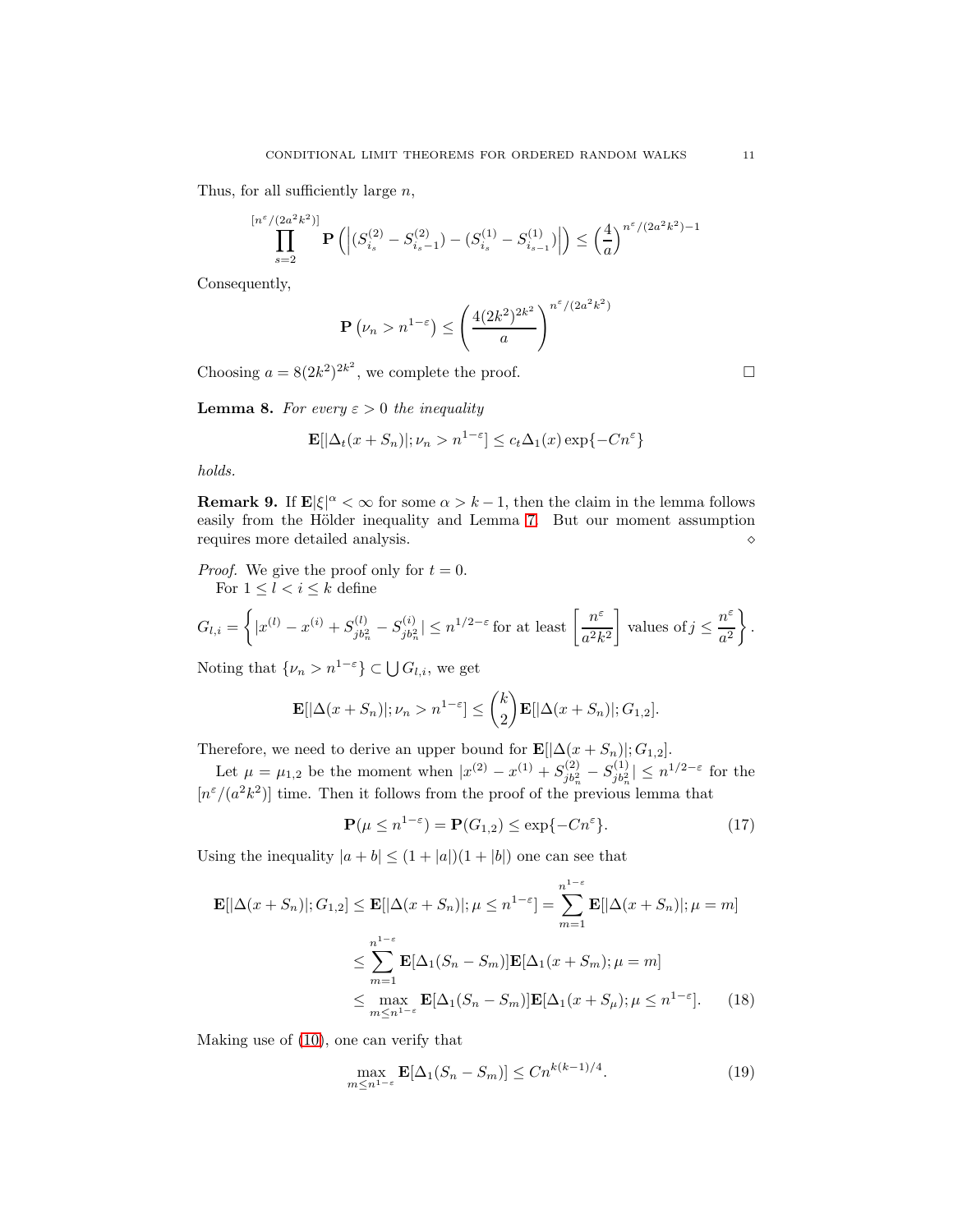Thus, for all sufficiently large $n$,

$$\prod_{s=2}^{[n^\varepsilon/(2a^2k^2)]} \mathbf{P}\left(\left|(S^{(2)}_{i_s}-S^{(2)}_{i_s-1})-(S^{(1)}_{i_s}-S^{(1)}_{i_{s-1}})\right|\right) \le \left(\frac{4}{a}\right)^{n^\varepsilon/(2a^2k^2)-1}$$

Consequently,

$$\mathbf{P}\left(\nu_n > n^{1-\varepsilon}\right) \le \left(\frac{4(2k^2)^{2k^2}}{a}\right)^{n^\varepsilon/(2a^2k^2)}$$

Choosing $a = 8(2k^2)^{2k^2}$, we complete the proof. □

**Lemma 8.** *For every $\varepsilon > 0$ the inequality*

$$\mathbf{E}[|\Delta_t(x+S_n)|;\nu_n > n^{1-\varepsilon}] \le c_t \Delta_1(x)\exp\{-Cn^\varepsilon\}$$

*holds.*

**Remark 9.** If $\mathbf{E}|\xi|^\alpha < \infty$ for some $\alpha > k-1$, then the claim in the lemma follows easily from the Hölder inequality and Lemma 7. But our moment assumption requires more detailed analysis. ⋄

*Proof.* We give the proof only for $t = 0$.

For $1 \le l < i \le k$ define

$$G_{l,i} = \left\{|x^{(l)} - x^{(i)} + S^{(l)}_{jb_n^2} - S^{(i)}_{jb_n^2}| \le n^{1/2-\varepsilon} \text{ for at least } \left[\frac{n^\varepsilon}{a^2k^2}\right] \text{ values of } j \le \frac{n^\varepsilon}{a^2}\right\}.$$

Noting that $\{\nu_n > n^{1-\varepsilon}\} \subset \bigcup G_{l,i}$, we get

$$\mathbf{E}[|\Delta(x+S_n)|;\nu_n > n^{1-\varepsilon}] \le \binom{k}{2}\mathbf{E}[|\Delta(x+S_n)|;G_{1,2}].$$

Therefore, we need to derive an upper bound for $\mathbf{E}[|\Delta(x+S_n)|;G_{1,2}]$.

Let $\mu = \mu_{1,2}$ be the moment when $|x^{(2)} - x^{(1)} + S^{(2)}_{jb_n^2} - S^{(1)}_{jb_n^2}| \le n^{1/2-\varepsilon}$ for the $[n^\varepsilon/(a^2k^2)]$ time. Then it follows from the proof of the previous lemma that

$$\mathbf{P}(\mu \le n^{1-\varepsilon}) = \mathbf{P}(G_{1,2}) \le \exp\{-Cn^\varepsilon\}. \tag{17}$$

Using the inequality $|a+b| \le (1+|a|)(1+|b|)$ one can see that

$$\begin{aligned}
\mathbf{E}[|\Delta(x+S_n)|;G_{1,2}] &\le \mathbf{E}[|\Delta(x+S_n)|;\mu \le n^{1-\varepsilon}] = \sum_{m=1}^{n^{1-\varepsilon}} \mathbf{E}[|\Delta(x+S_n)|;\mu = m] \\
&\le \sum_{m=1}^{n^{1-\varepsilon}} \mathbf{E}[\Delta_1(S_n - S_m)]\mathbf{E}[\Delta_1(x+S_m);\mu = m] \\
&\le \max_{m \le n^{1-\varepsilon}} \mathbf{E}[\Delta_1(S_n - S_m)]\mathbf{E}[\Delta_1(x+S_\mu);\mu \le n^{1-\varepsilon}]. \qquad (18)
\end{aligned}$$

Making use of (10), one can verify that

$$\max_{m \le n^{1-\varepsilon}} \mathbf{E}[\Delta_1(S_n - S_m)] \le Cn^{k(k-1)/4}. \tag{19}$$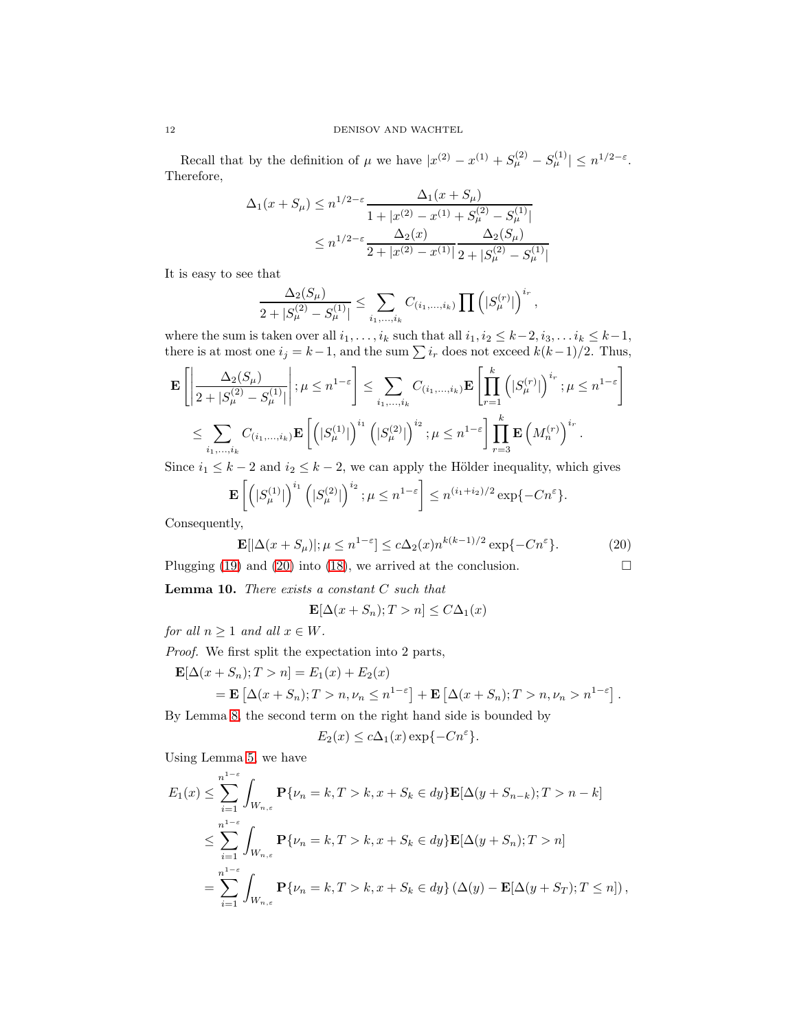Recall that by the definition of $\mu$ we have $|x^{(2)} - x^{(1)} + S_\mu^{(2)} - S_\mu^{(1)}| \le n^{1/2-\varepsilon}$. Therefore,

$$
\begin{aligned}
\Delta_1(x + S_\mu) &\le n^{1/2-\varepsilon} \frac{\Delta_1(x + S_\mu)}{1 + |x^{(2)} - x^{(1)} + S_\mu^{(2)} - S_\mu^{(1)}|} \\
&\le n^{1/2-\varepsilon} \frac{\Delta_2(x)}{2 + |x^{(2)} - x^{(1)}|} \frac{\Delta_2(S_\mu)}{2 + |S_\mu^{(2)} - S_\mu^{(1)}|}
\end{aligned}
$$

It is easy to see that

$$
\frac{\Delta_2(S_\mu)}{2 + |S_\mu^{(2)} - S_\mu^{(1)}|} \le \sum_{i_1,\dots,i_k} C_{(i_1,\dots,i_k)} \prod \left(|S_\mu^{(r)}|\right)^{i_r},
$$

where the sum is taken over all $i_1, \dots, i_k$ such that all $i_1, i_2 \le k-2, i_3, \dots i_k \le k-1$, there is at most one $i_j = k-1$, and the sum $\sum i_r$ does not exceed $k(k-1)/2$. Thus,

$$
\begin{aligned}
&\mathbf{E}\left[\left|\frac{\Delta_2(S_\mu)}{2 + |S_\mu^{(2)} - S_\mu^{(1)}|}\right|; \mu \le n^{1-\varepsilon}\right] \le \sum_{i_1,\dots,i_k} C_{(i_1,\dots,i_k)} \mathbf{E}\left[\prod_{r=1}^{k} \left(|S_\mu^{(r)}|\right)^{i_r}; \mu \le n^{1-\varepsilon}\right] \\
&\quad \le \sum_{i_1,\dots,i_k} C_{(i_1,\dots,i_k)} \mathbf{E}\left[\left(|S_\mu^{(1)}|\right)^{i_1} \left(|S_\mu^{(2)}|\right)^{i_2}; \mu \le n^{1-\varepsilon}\right] \prod_{r=3}^{k} \mathbf{E}\left(M_n^{(r)}\right)^{i_r}.
\end{aligned}
$$

Since $i_1 \le k-2$ and $i_2 \le k-2$, we can apply the Hölder inequality, which gives

$$
\mathbf{E}\left[\left(|S_\mu^{(1)}|\right)^{i_1} \left(|S_\mu^{(2)}|\right)^{i_2}; \mu \le n^{1-\varepsilon}\right] \le n^{(i_1+i_2)/2} \exp\{-Cn^\varepsilon\}.
$$

Consequently,

$$
\mathbf{E}[|\Delta(x + S_\mu)|; \mu \le n^{1-\varepsilon}] \le c\Delta_2(x) n^{k(k-1)/2} \exp\{-Cn^\varepsilon\}. \tag{20}
$$

Plugging (19) and (20) into (18), we arrived at the conclusion. $\square$

**Lemma 10.** *There exists a constant $C$ such that*

$$
\mathbf{E}[\Delta(x + S_n); T > n] \le C\Delta_1(x)
$$

*for all $n \ge 1$ and all $x \in W$.*

*Proof.* We first split the expectation into 2 parts,

$$
\begin{aligned}
\mathbf{E}[\Delta(x + S_n); T > n] &= E_1(x) + E_2(x) \\
&= \mathbf{E}\left[\Delta(x + S_n); T > n, \nu_n \le n^{1-\varepsilon}\right] + \mathbf{E}\left[\Delta(x + S_n); T > n, \nu_n > n^{1-\varepsilon}\right].
\end{aligned}
$$

By Lemma 8, the second term on the right hand side is bounded by

$$
E_2(x) \le c\Delta_1(x) \exp\{-Cn^\varepsilon\}.
$$

Using Lemma 5, we have

$$
\begin{aligned}
E_1(x) &\le \sum_{i=1}^{n^{1-\varepsilon}} \int_{W_{n,\varepsilon}} \mathbf{P}\{\nu_n = k, T > k, x + S_k \in dy\} \mathbf{E}[\Delta(y + S_{n-k}); T > n - k] \\
&\le \sum_{i=1}^{n^{1-\varepsilon}} \int_{W_{n,\varepsilon}} \mathbf{P}\{\nu_n = k, T > k, x + S_k \in dy\} \mathbf{E}[\Delta(y + S_n); T > n] \\
&= \sum_{i=1}^{n^{1-\varepsilon}} \int_{W_{n,\varepsilon}} \mathbf{P}\{\nu_n = k, T > k, x + S_k \in dy\} \left(\Delta(y) - \mathbf{E}[\Delta(y + S_T); T \le n]\right),
\end{aligned}
$$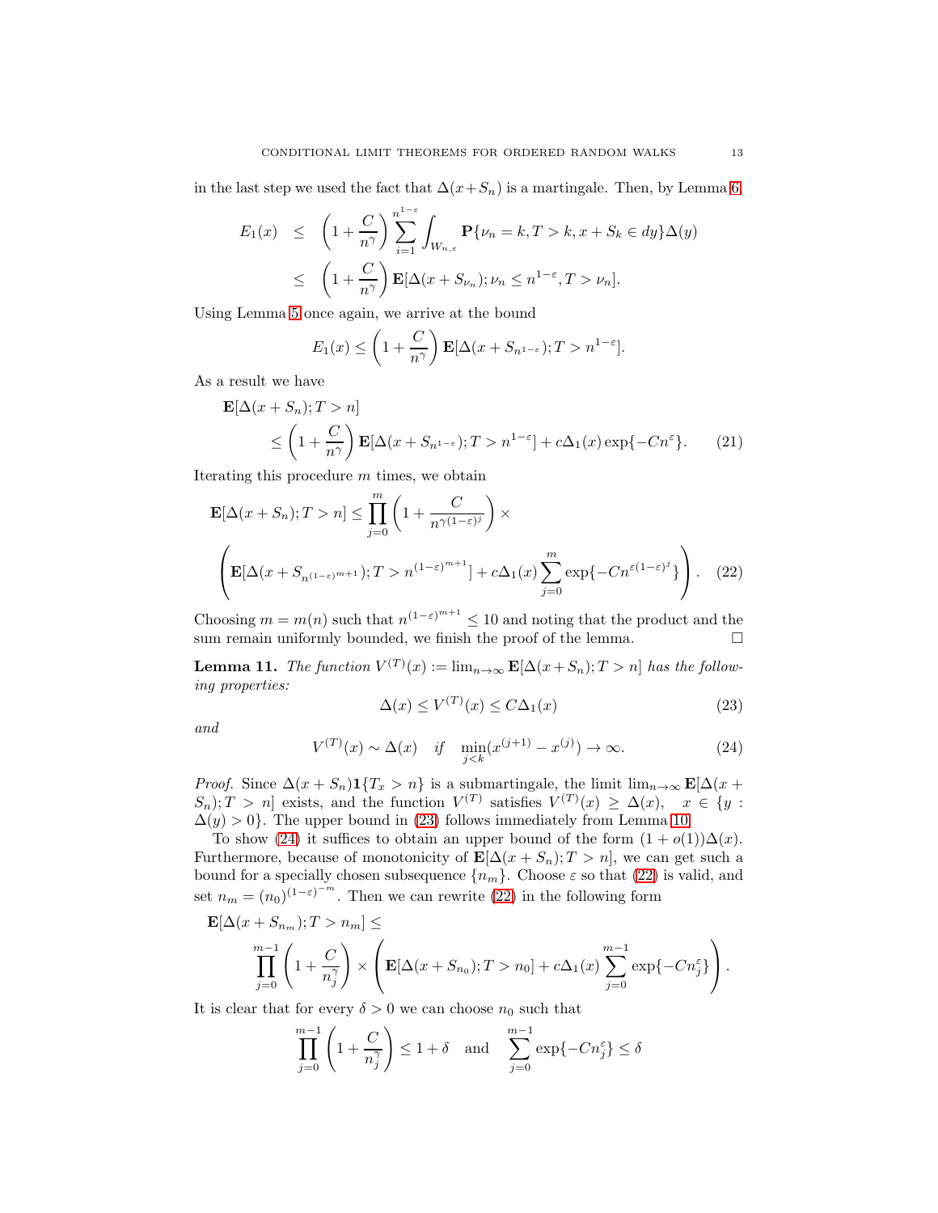in the last step we used the fact that $\Delta(x+S_n)$ is a martingale. Then, by Lemma 6,

$$
\begin{aligned}
E_1(x) &\le \left(1+\frac{C}{n^\gamma}\right)\sum_{i=1}^{n^{1-\varepsilon}}\int_{W_{n,\varepsilon}}\mathbf{P}\{\nu_n=k, T>k, x+S_k\in dy\}\Delta(y)\\
&\le \left(1+\frac{C}{n^\gamma}\right)\mathbf{E}[\Delta(x+S_{\nu_n});\nu_n\le n^{1-\varepsilon}, T>\nu_n].
\end{aligned}
$$

Using Lemma 5 once again, we arrive at the bound

$$
E_1(x)\le \left(1+\frac{C}{n^\gamma}\right)\mathbf{E}[\Delta(x+S_{n^{1-\varepsilon}});T>n^{1-\varepsilon}].
$$

As a result we have

$$
\begin{aligned}
&\mathbf{E}[\Delta(x+S_n);T>n]\\
&\qquad\le \left(1+\frac{C}{n^\gamma}\right)\mathbf{E}[\Delta(x+S_{n^{1-\varepsilon}});T>n^{1-\varepsilon}]+c\Delta_1(x)\exp\{-Cn^{\varepsilon}\}. \qquad (21)
\end{aligned}
$$

Iterating this procedure $m$ times, we obtain

$$
\begin{aligned}
&\mathbf{E}[\Delta(x+S_n);T>n]\le \prod_{j=0}^{m}\left(1+\frac{C}{n^{\gamma(1-\varepsilon)^j}}\right)\times\\
&\left(\mathbf{E}[\Delta(x+S_{n^{(1-\varepsilon)^{m+1}}});T>n^{(1-\varepsilon)^{m+1}}]+c\Delta_1(x)\sum_{j=0}^{m}\exp\{-Cn^{\varepsilon(1-\varepsilon)^j}\}\right). \qquad (22)
\end{aligned}
$$

Choosing $m=m(n)$ such that $n^{(1-\varepsilon)^{m+1}}\le 10$ and noting that the product and the sum remain uniformly bounded, we finish the proof of the lemma. $\square$

**Lemma 11.** *The function $V^{(T)}(x):=\lim_{n\to\infty}\mathbf{E}[\Delta(x+S_n);T>n]$ has the following properties:*

$$
\Delta(x)\le V^{(T)}(x)\le C\Delta_1(x) \qquad (23)
$$

*and*

$$
V^{(T)}(x)\sim\Delta(x)\quad \textit{if}\quad \min_{j<k}(x^{(j+1)}-x^{(j)})\to\infty. \qquad (24)
$$

*Proof.* Since $\Delta(x+S_n)\mathbf{1}\{T_x>n\}$ is a submartingale, the limit $\lim_{n\to\infty}\mathbf{E}[\Delta(x+S_n);T>n]$ exists, and the function $V^{(T)}$ satisfies $V^{(T)}(x)\ge\Delta(x)$, $x\in\{y:\Delta(y)>0\}$. The upper bound in (23) follows immediately from Lemma 10.

To show (24) it suffices to obtain an upper bound of the form $(1+o(1))\Delta(x)$. Furthermore, because of monotonicity of $\mathbf{E}[\Delta(x+S_n);T>n]$, we can get such a bound for a specially chosen subsequence $\{n_m\}$. Choose $\varepsilon$ so that (22) is valid, and set $n_m=(n_0)^{(1-\varepsilon)^{-m}}$. Then we can rewrite (22) in the following form

$$
\begin{aligned}
&\mathbf{E}[\Delta(x+S_{n_m});T>n_m]\le\\
&\prod_{j=0}^{m-1}\left(1+\frac{C}{n_j^\gamma}\right)\times\left(\mathbf{E}[\Delta(x+S_{n_0});T>n_0]+c\Delta_1(x)\sum_{j=0}^{m-1}\exp\{-Cn_j^{\varepsilon}\}\right).
\end{aligned}
$$

It is clear that for every $\delta>0$ we can choose $n_0$ such that

$$
\prod_{j=0}^{m-1}\left(1+\frac{C}{n_j^\gamma}\right)\le 1+\delta\quad\text{and}\quad\sum_{j=0}^{m-1}\exp\{-Cn_j^{\varepsilon}\}\le\delta
$$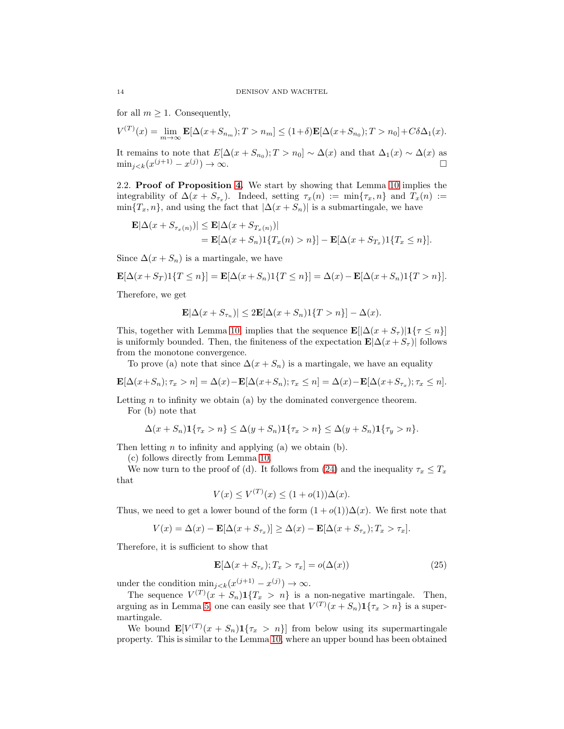for all $m \ge 1$. Consequently,

$$V^{(T)}(x) = \lim_{m\to\infty} \mathbf{E}[\Delta(x+S_{n_m}); T > n_m] \le (1+\delta)\mathbf{E}[\Delta(x+S_{n_0}); T > n_0] + C\delta\Delta_1(x).$$

It remains to note that $E[\Delta(x+S_{n_0}); T > n_0] \sim \Delta(x)$ and that $\Delta_1(x) \sim \Delta(x)$ as $\min_{j<k}(x^{(j+1)} - x^{(j)}) \to \infty$. $\square$

2.2. **Proof of Proposition 4.** We start by showing that Lemma 10 implies the integrability of $\Delta(x + S_{\tau_x})$. Indeed, setting $\tau_x(n) := \min\{\tau_x, n\}$ and $T_x(n) := \min\{T_x, n\}$, and using the fact that $|\Delta(x + S_n)|$ is a submartingale, we have

$$\begin{aligned}\mathbf{E}|\Delta(x+S_{\tau_x(n)})| &\le \mathbf{E}|\Delta(x+S_{T_x(n)})| \\ &= \mathbf{E}[\Delta(x+S_n)1\{T_x(n) > n\}] - \mathbf{E}[\Delta(x+S_{T_x})1\{T_x \le n\}].\end{aligned}$$

Since $\Delta(x + S_n)$ is a martingale, we have

$$\mathbf{E}[\Delta(x+S_T)1\{T \le n\}] = \mathbf{E}[\Delta(x+S_n)1\{T \le n\}] = \Delta(x) - \mathbf{E}[\Delta(x+S_n)1\{T > n\}].$$

Therefore, we get

$$\mathbf{E}|\Delta(x+S_{\tau_n})| \le 2\mathbf{E}[\Delta(x+S_n)1\{T > n\}] - \Delta(x).$$

This, together with Lemma 10, implies that the sequence $\mathbf{E}[|\Delta(x+S_\tau)|\mathbf{1}\{\tau \le n\}]$ is uniformly bounded. Then, the finiteness of the expectation $\mathbf{E}|\Delta(x+S_\tau)|$ follows from the monotone convergence.

To prove (a) note that since $\Delta(x + S_n)$ is a martingale, we have an equality

$$\mathbf{E}[\Delta(x+S_n); \tau_x > n] = \Delta(x) - \mathbf{E}[\Delta(x+S_n); \tau_x \le n] = \Delta(x) - \mathbf{E}[\Delta(x+S_{\tau_x}); \tau_x \le n].$$

Letting $n$ to infinity we obtain (a) by the dominated convergence theorem.

For (b) note that

$$\Delta(x+S_n)\mathbf{1}\{\tau_x > n\} \le \Delta(y+S_n)\mathbf{1}\{\tau_x > n\} \le \Delta(y+S_n)\mathbf{1}\{\tau_y > n\}.$$

Then letting $n$ to infinity and applying (a) we obtain (b).

(c) follows directly from Lemma 10.

We now turn to the proof of (d). It follows from (24) and the inequality $\tau_x \le T_x$ that

$$V(x) \le V^{(T)}(x) \le (1 + o(1))\Delta(x).$$

Thus, we need to get a lower bound of the form $(1 + o(1))\Delta(x)$. We first note that

$$V(x) = \Delta(x) - \mathbf{E}[\Delta(x+S_{\tau_x})] \ge \Delta(x) - \mathbf{E}[\Delta(x+S_{\tau_x}); T_x > \tau_x].$$

Therefore, it is sufficient to show that

$$\mathbf{E}[\Delta(x+S_{\tau_x}); T_x > \tau_x] = o(\Delta(x)) \tag{25}$$

under the condition $\min_{j<k}(x^{(j+1)} - x^{(j)}) \to \infty$.

The sequence $V^{(T)}(x + S_n)\mathbf{1}\{T_x > n\}$ is a non-negative martingale. Then, arguing as in Lemma 5, one can easily see that $V^{(T)}(x + S_n)\mathbf{1}\{\tau_x > n\}$ is a supermartingale.

We bound $\mathbf{E}[V^{(T)}(x + S_n)\mathbf{1}\{\tau_x > n\}]$ from below using its supermartingale property. This is similar to the Lemma 10, where an upper bound has been obtained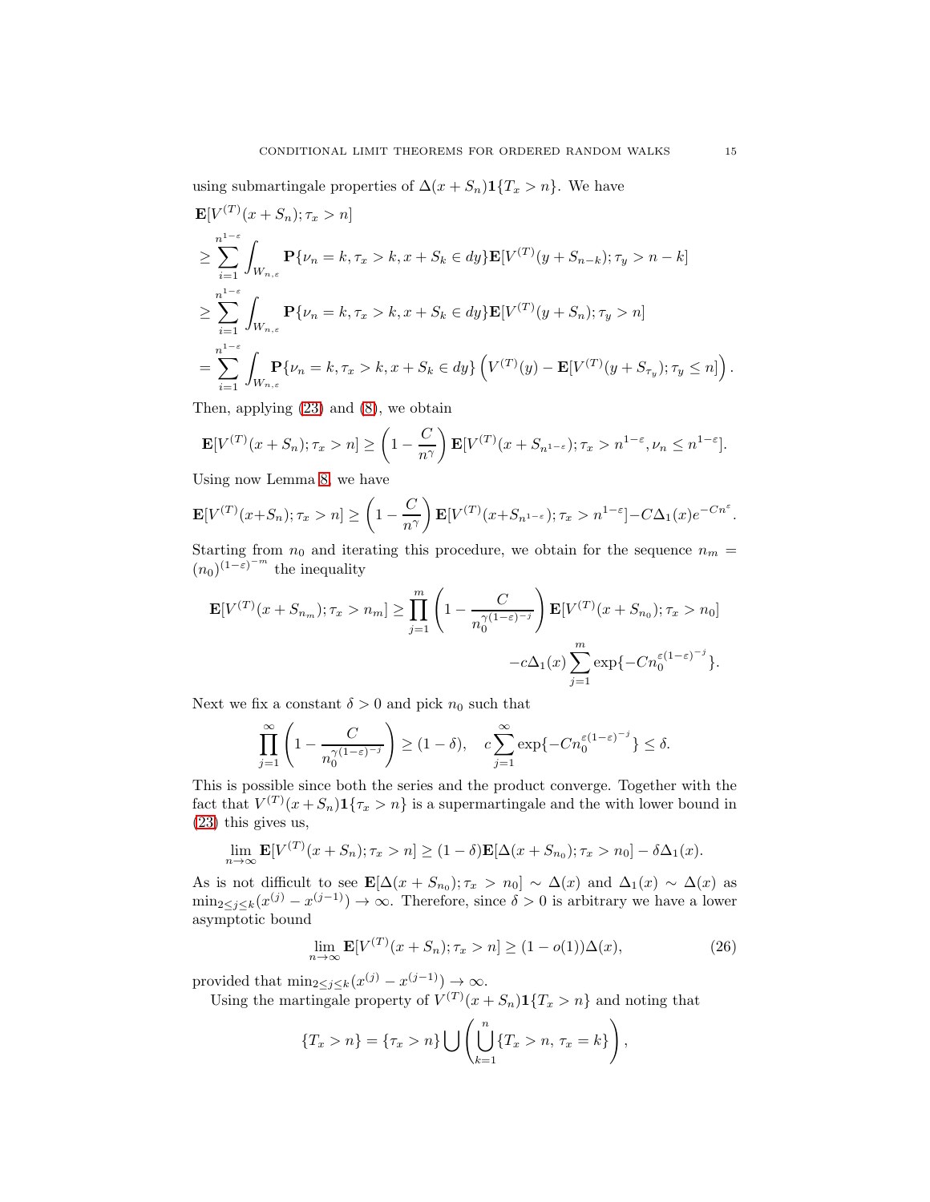using submartingale properties of $\Delta(x+S_n)\mathbf{1}\{T_x > n\}$. We have

$$
\begin{aligned}
&\mathbf{E}[V^{(T)}(x+S_n);\tau_x>n]\\
&\geq \sum_{i=1}^{n^{1-\varepsilon}}\int_{W_{n,\varepsilon}}\mathbf{P}\{\nu_n=k,\tau_x>k,x+S_k\in dy\}\mathbf{E}[V^{(T)}(y+S_{n-k});\tau_y>n-k]\\
&\geq \sum_{i=1}^{n^{1-\varepsilon}}\int_{W_{n,\varepsilon}}\mathbf{P}\{\nu_n=k,\tau_x>k,x+S_k\in dy\}\mathbf{E}[V^{(T)}(y+S_n);\tau_y>n]\\
&= \sum_{i=1}^{n^{1-\varepsilon}}\int_{W_{n,\varepsilon}}\mathbf{P}\{\nu_n=k,\tau_x>k,x+S_k\in dy\}\left(V^{(T)}(y)-\mathbf{E}[V^{(T)}(y+S_{\tau_y});\tau_y\leq n]\right).
\end{aligned}
$$

Then, applying (23) and (8), we obtain

$$
\mathbf{E}[V^{(T)}(x+S_n);\tau_x>n]\geq\left(1-\frac{C}{n^\gamma}\right)\mathbf{E}[V^{(T)}(x+S_{n^{1-\varepsilon}});\tau_x>n^{1-\varepsilon},\nu_n\leq n^{1-\varepsilon}].
$$

Using now Lemma 8, we have

$$
\mathbf{E}[V^{(T)}(x+S_n);\tau_x>n]\geq\left(1-\frac{C}{n^\gamma}\right)\mathbf{E}[V^{(T)}(x+S_{n^{1-\varepsilon}});\tau_x>n^{1-\varepsilon}]-C\Delta_1(x)e^{-Cn^\varepsilon}.
$$

Starting from $n_0$ and iterating this procedure, we obtain for the sequence $n_m=(n_0)^{(1-\varepsilon)^{-m}}$ the inequality

$$
\begin{aligned}
\mathbf{E}[V^{(T)}(x+S_{n_m});\tau_x>n_m]\geq\prod_{j=1}^{m}\left(1-\frac{C}{n_0^{\gamma(1-\varepsilon)^{-j}}}\right)\mathbf{E}[V^{(T)}(x+S_{n_0});\tau_x>n_0]\\
-c\Delta_1(x)\sum_{j=1}^{m}\exp\{-Cn_0^{\varepsilon(1-\varepsilon)^{-j}}\}.
\end{aligned}
$$

Next we fix a constant $\delta>0$ and pick $n_0$ such that

$$
\prod_{j=1}^{\infty}\left(1-\frac{C}{n_0^{\gamma(1-\varepsilon)^{-j}}}\right)\geq(1-\delta),\quad c\sum_{j=1}^{\infty}\exp\{-Cn_0^{\varepsilon(1-\varepsilon)^{-j}}\}\leq\delta.
$$

This is possible since both the series and the product converge. Together with the fact that $V^{(T)}(x+S_n)\mathbf{1}\{\tau_x>n\}$ is a supermartingale and the with lower bound in (23) this gives us,

$$
\lim_{n\to\infty}\mathbf{E}[V^{(T)}(x+S_n);\tau_x>n]\geq(1-\delta)\mathbf{E}[\Delta(x+S_{n_0});\tau_x>n_0]-\delta\Delta_1(x).
$$

As is not difficult to see $\mathbf{E}[\Delta(x+S_{n_0});\tau_x>n_0]\sim\Delta(x)$ and $\Delta_1(x)\sim\Delta(x)$ as $\min_{2\leq j\leq k}(x^{(j)}-x^{(j-1)})\to\infty$. Therefore, since $\delta>0$ is arbitrary we have a lower asymptotic bound

$$
\lim_{n\to\infty}\mathbf{E}[V^{(T)}(x+S_n);\tau_x>n]\geq(1-o(1))\Delta(x),\tag{26}
$$

provided that $\min_{2\leq j\leq k}(x^{(j)}-x^{(j-1)})\to\infty$.

Using the martingale property of $V^{(T)}(x+S_n)\mathbf{1}\{T_x>n\}$ and noting that

$$
\{T_x>n\}=\{\tau_x>n\}\bigcup\left(\bigcup_{k=1}^{n}\{T_x>n,\,\tau_x=k\}\right),
$$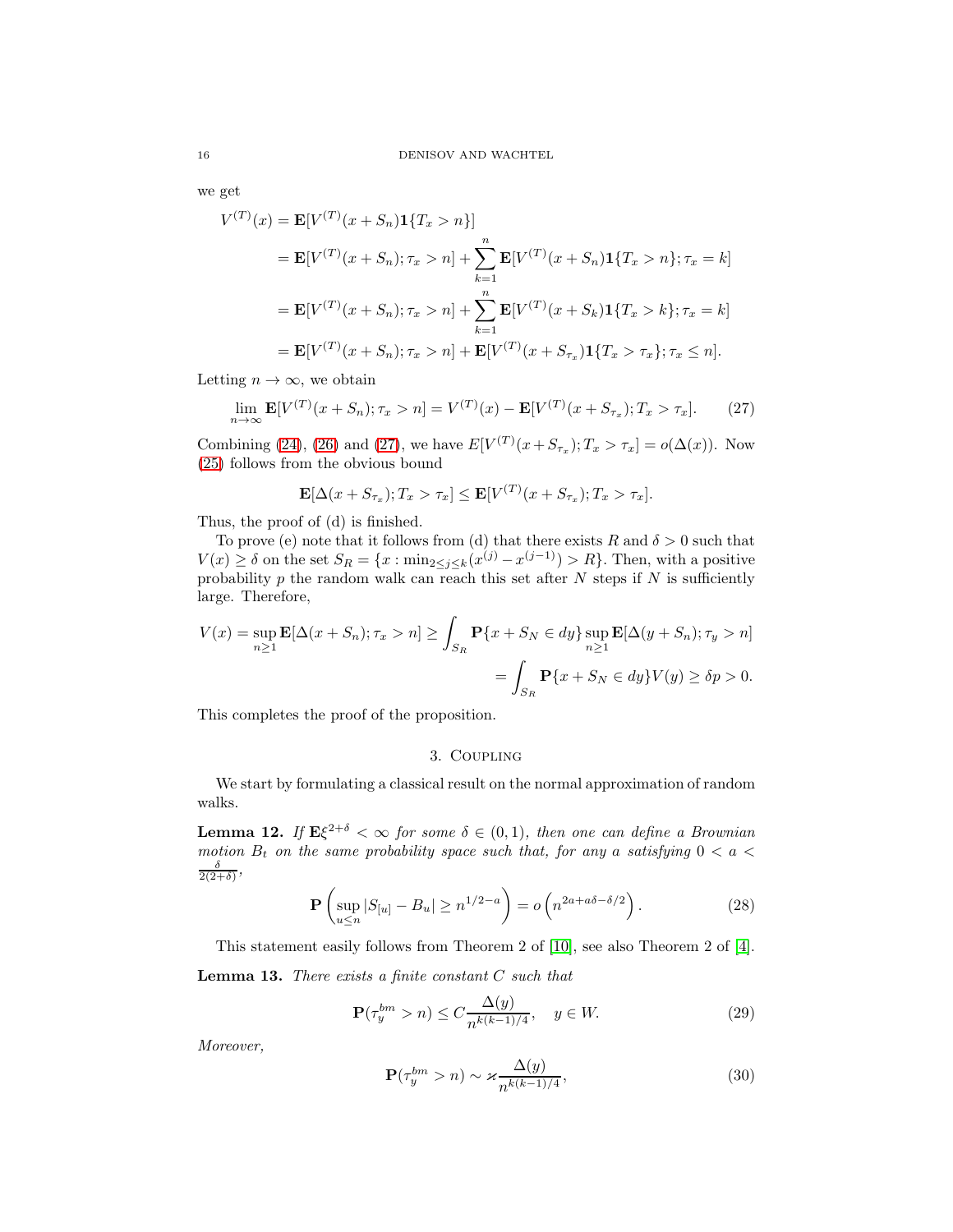we get

$$
\begin{aligned}
V^{(T)}(x) &= \mathbf{E}[V^{(T)}(x+S_n)\mathbf{1}\{T_x > n\}] \\
&= \mathbf{E}[V^{(T)}(x+S_n);\tau_x > n] + \sum_{k=1}^{n} \mathbf{E}[V^{(T)}(x+S_n)\mathbf{1}\{T_x > n\};\tau_x = k] \\
&= \mathbf{E}[V^{(T)}(x+S_n);\tau_x > n] + \sum_{k=1}^{n} \mathbf{E}[V^{(T)}(x+S_k)\mathbf{1}\{T_x > k\};\tau_x = k] \\
&= \mathbf{E}[V^{(T)}(x+S_n);\tau_x > n] + \mathbf{E}[V^{(T)}(x+S_{\tau_x})\mathbf{1}\{T_x > \tau_x\};\tau_x \le n].
\end{aligned}
$$

Letting $n \to \infty$, we obtain

$$
\lim_{n\to\infty} \mathbf{E}[V^{(T)}(x+S_n);\tau_x > n] = V^{(T)}(x) - \mathbf{E}[V^{(T)}(x+S_{\tau_x});T_x > \tau_x]. \tag{27}
$$

Combining (24), (26) and (27), we have $E[V^{(T)}(x+S_{\tau_x});T_x > \tau_x] = o(\Delta(x))$. Now (25) follows from the obvious bound

$$
\mathbf{E}[\Delta(x+S_{\tau_x});T_x > \tau_x] \le \mathbf{E}[V^{(T)}(x+S_{\tau_x});T_x > \tau_x].
$$

Thus, the proof of (d) is finished.

To prove (e) note that it follows from (d) that there exists $R$ and $\delta > 0$ such that $V(x) \ge \delta$ on the set $S_R = \{x : \min_{2\le j\le k}(x^{(j)} - x^{(j-1)}) > R\}$. Then, with a positive probability $p$ the random walk can reach this set after $N$ steps if $N$ is sufficiently large. Therefore,

$$
\begin{aligned}
V(x) = \sup_{n\ge 1} \mathbf{E}[\Delta(x+S_n);\tau_x > n] &\ge \int_{S_R} \mathbf{P}\{x+S_N \in dy\} \sup_{n\ge 1} \mathbf{E}[\Delta(y+S_n);\tau_y > n] \\
&= \int_{S_R} \mathbf{P}\{x+S_N \in dy\} V(y) \ge \delta p > 0.
\end{aligned}
$$

This completes the proof of the proposition.

## 3. Coupling

We start by formulating a classical result on the normal approximation of random walks.

**Lemma 12.** *If $\mathbf{E}\xi^{2+\delta} < \infty$ for some $\delta \in (0,1)$, then one can define a Brownian motion $B_t$ on the same probability space such that, for any $a$ satisfying $0 < a < \frac{\delta}{2(2+\delta)}$,*

$$
\mathbf{P}\left(\sup_{u\le n} |S_{[u]} - B_u| \ge n^{1/2-a}\right) = o\left(n^{2a+a\delta-\delta/2}\right). \tag{28}
$$

This statement easily follows from Theorem 2 of [10], see also Theorem 2 of [4].

**Lemma 13.** *There exists a finite constant $C$ such that*

$$
\mathbf{P}(\tau_y^{bm} > n) \le C\frac{\Delta(y)}{n^{k(k-1)/4}}, \quad y \in W. \tag{29}
$$

*Moreover,*

$$
\mathbf{P}(\tau_y^{bm} > n) \sim \varkappa \frac{\Delta(y)}{n^{k(k-1)/4}}, \tag{30}
$$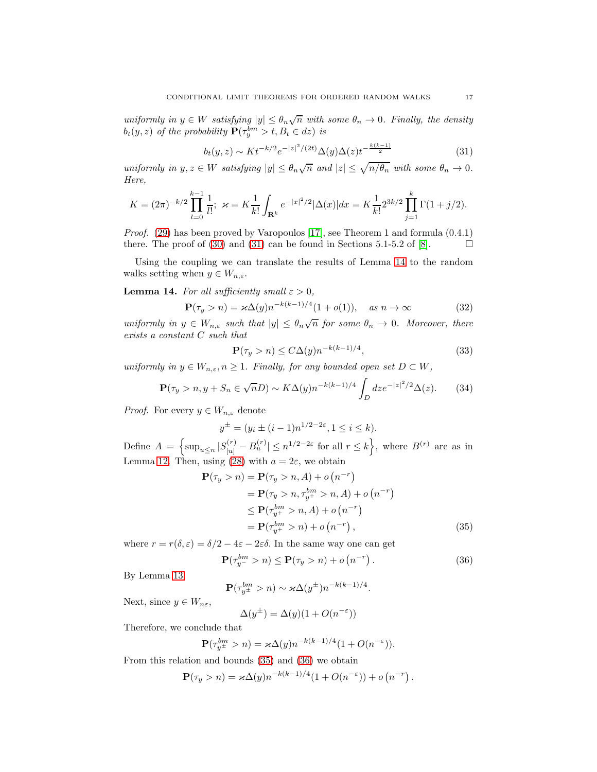*uniformly in $y \in W$ satisfying $|y| \le \theta_n\sqrt{n}$ with some $\theta_n \to 0$. Finally, the density $b_t(y,z)$ of the probability $\mathbf{P}(\tau_y^{bm} > t, B_t \in dz)$ is*

$$b_t(y,z) \sim Kt^{-k/2}e^{-|z|^2/(2t)}\Delta(y)\Delta(z)t^{-\frac{k(k-1)}{2}} \tag{31}$$

*uniformly in $y, z \in W$ satisfying $|y| \le \theta_n\sqrt{n}$ and $|z| \le \sqrt{n/\theta_n}$ with some $\theta_n \to 0$. Here,*

$$K = (2\pi)^{-k/2}\prod_{l=0}^{k-1}\frac{1}{l!};\ \varkappa = K\frac{1}{k!}\int_{\mathbf{R}^k} e^{-|x|^2/2}|\Delta(x)|dx = K\frac{1}{k!}2^{3k/2}\prod_{j=1}^{k}\Gamma(1+j/2).$$

*Proof.* (29) has been proved by Varopoulos [17], see Theorem 1 and formula (0.4.1) there. The proof of (30) and (31) can be found in Sections 5.1-5.2 of [8]. □

Using the coupling we can translate the results of Lemma 14 to the random walks setting when $y \in W_{n,\varepsilon}$.

**Lemma 14.** *For all sufficiently small $\varepsilon > 0$,*

$$\mathbf{P}(\tau_y > n) = \varkappa\Delta(y)n^{-k(k-1)/4}(1+o(1)), \quad \text{as } n \to \infty \tag{32}$$

*uniformly in $y \in W_{n,\varepsilon}$ such that $|y| \le \theta_n\sqrt{n}$ for some $\theta_n \to 0$. Moreover, there exists a constant $C$ such that*

$$\mathbf{P}(\tau_y > n) \le C\Delta(y)n^{-k(k-1)/4}, \tag{33}$$

*uniformly in $y \in W_{n,\varepsilon}, n \ge 1$. Finally, for any bounded open set $D \subset W$,*

$$\mathbf{P}(\tau_y > n, y + S_n \in \sqrt{n}D) \sim K\Delta(y)n^{-k(k-1)/4}\int_D dz e^{-|z|^2/2}\Delta(z). \tag{34}$$

*Proof.* For every $y \in W_{n,\varepsilon}$ denote

$$y^{\pm} = (y_i \pm (i-1)n^{1/2-2\varepsilon}, 1 \le i \le k).$$

Define $A = \left\{\sup_{u \le n}|S_{[u]}^{(r)} - B_u^{(r)}| \le n^{1/2-2\varepsilon} \text{ for all } r \le k\right\}$, where $B^{(r)}$ are as in Lemma 12. Then, using (28) with $a = 2\varepsilon$, we obtain

$$\begin{aligned}
\mathbf{P}(\tau_y > n) &= \mathbf{P}(\tau_y > n, A) + o\left(n^{-r}\right)\\
&= \mathbf{P}(\tau_y > n, \tau_{y^+}^{bm} > n, A) + o\left(n^{-r}\right)\\
&\le \mathbf{P}(\tau_{y^+}^{bm} > n, A) + o\left(n^{-r}\right)\\
&= \mathbf{P}(\tau_{y^+}^{bm} > n) + o\left(n^{-r}\right),
\end{aligned} \tag{35}$$

where $r = r(\delta, \varepsilon) = \delta/2 - 4\varepsilon - 2\varepsilon\delta$. In the same way one can get

$$\mathbf{P}(\tau_{y^-}^{bm} > n) \le \mathbf{P}(\tau_y > n) + o\left(n^{-r}\right). \tag{36}$$

By Lemma 13

$$\mathbf{P}(\tau_{y^\pm}^{bm} > n) \sim \varkappa\Delta(y^\pm)n^{-k(k-1)/4}.$$

Next, since $y \in W_{n\varepsilon}$,

$$\Delta(y^\pm) = \Delta(y)(1 + O(n^{-\varepsilon}))$$

Therefore, we conclude that

$$\mathbf{P}(\tau_{y^\pm}^{bm} > n) = \varkappa\Delta(y)n^{-k(k-1)/4}(1 + O(n^{-\varepsilon})).$$

From this relation and bounds (35) and (36) we obtain

$$\mathbf{P}(\tau_y > n) = \varkappa\Delta(y)n^{-k(k-1)/4}(1 + O(n^{-\varepsilon})) + o\left(n^{-r}\right).$$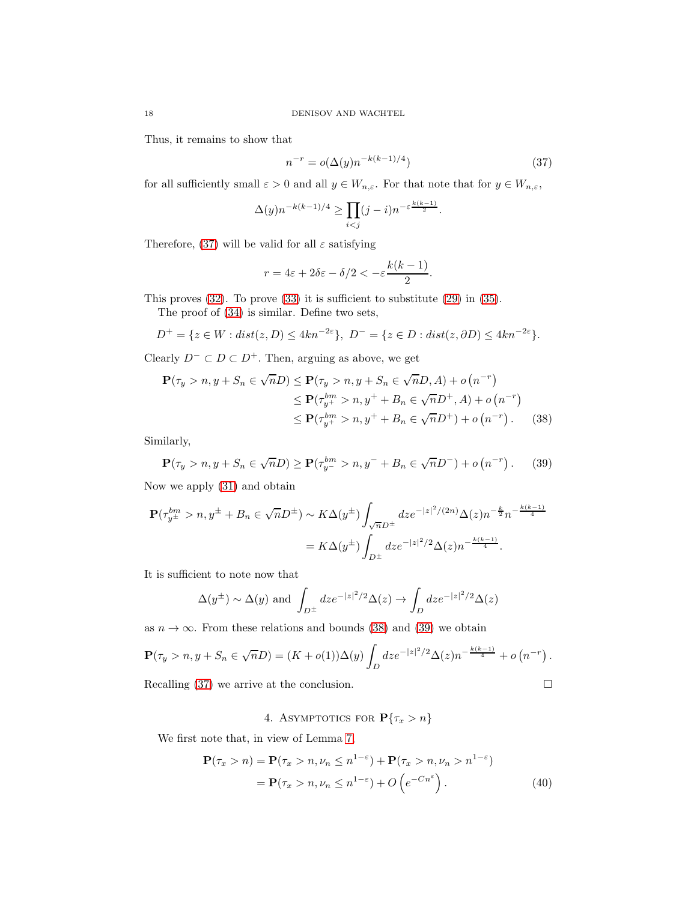Thus, it remains to show that

$$n^{-r} = o(\Delta(y) n^{-k(k-1)/4}) \tag{37}$$

for all sufficiently small $\varepsilon > 0$ and all $y \in W_{n,\varepsilon}$. For that note that for $y \in W_{n,\varepsilon}$,

$$\Delta(y) n^{-k(k-1)/4} \geq \prod_{i<j} (j-i) n^{-\varepsilon \frac{k(k-1)}{2}}.$$

Therefore, (37) will be valid for all $\varepsilon$ satisfying

$$r = 4\varepsilon + 2\delta\varepsilon - \delta/2 < -\varepsilon \frac{k(k-1)}{2}.$$

This proves (32). To prove (33) it is sufficient to substitute (29) in (35).

The proof of (34) is similar. Define two sets,

$$D^+ = \{z \in W : dist(z, D) \leq 4kn^{-2\varepsilon}\},\ D^- = \{z \in D : dist(z, \partial D) \leq 4kn^{-2\varepsilon}\}.$$

Clearly $D^- \subset D \subset D^+$. Then, arguing as above, we get

$$\begin{aligned}
\mathbf{P}(\tau_y > n, y + S_n \in \sqrt{n} D) &\leq \mathbf{P}(\tau_y > n, y + S_n \in \sqrt{n} D, A) + o\left(n^{-r}\right) \\
&\leq \mathbf{P}(\tau^{bm}_{y^+} > n, y^+ + B_n \in \sqrt{n} D^+, A) + o\left(n^{-r}\right) \\
&\leq \mathbf{P}(\tau^{bm}_{y^+} > n, y^+ + B_n \in \sqrt{n} D^+) + o\left(n^{-r}\right). \qquad (38)
\end{aligned}$$

Similarly,

$$\mathbf{P}(\tau_y > n, y + S_n \in \sqrt{n} D) \geq \mathbf{P}(\tau^{bm}_{y^-} > n, y^- + B_n \in \sqrt{n} D^-) + o\left(n^{-r}\right). \tag{39}$$

Now we apply (31) and obtain

$$\begin{aligned}
\mathbf{P}(\tau^{bm}_{y^\pm} > n, y^\pm + B_n \in \sqrt{n} D^\pm) &\sim K\Delta(y^\pm) \int_{\sqrt{n} D^\pm} dz e^{-|z|^2/(2n)} \Delta(z) n^{-\frac{k}{2}} n^{-\frac{k(k-1)}{4}} \\
&= K\Delta(y^\pm) \int_{D^\pm} dz e^{-|z|^2/2} \Delta(z) n^{-\frac{k(k-1)}{4}}.
\end{aligned}$$

It is sufficient to note now that

$$\Delta(y^\pm) \sim \Delta(y) \text{ and } \int_{D^\pm} dz e^{-|z|^2/2} \Delta(z) \to \int_D dz e^{-|z|^2/2} \Delta(z)$$

as $n \to \infty$. From these relations and bounds (38) and (39) we obtain

$$\mathbf{P}(\tau_y > n, y + S_n \in \sqrt{n} D) = (K + o(1)) \Delta(y) \int_D dz e^{-|z|^2/2} \Delta(z) n^{-\frac{k(k-1)}{4}} + o\left(n^{-r}\right).$$

Recalling (37) we arrive at the conclusion. □

## 4. Asymptotics for $\mathbf{P}\{\tau_x > n\}$

We first note that, in view of Lemma 7,

$$\begin{aligned}
\mathbf{P}(\tau_x > n) &= \mathbf{P}(\tau_x > n, \nu_n \leq n^{1-\varepsilon}) + \mathbf{P}(\tau_x > n, \nu_n > n^{1-\varepsilon}) \\
&= \mathbf{P}(\tau_x > n, \nu_n \leq n^{1-\varepsilon}) + O\left(e^{-Cn^\varepsilon}\right). \qquad (40)
\end{aligned}$$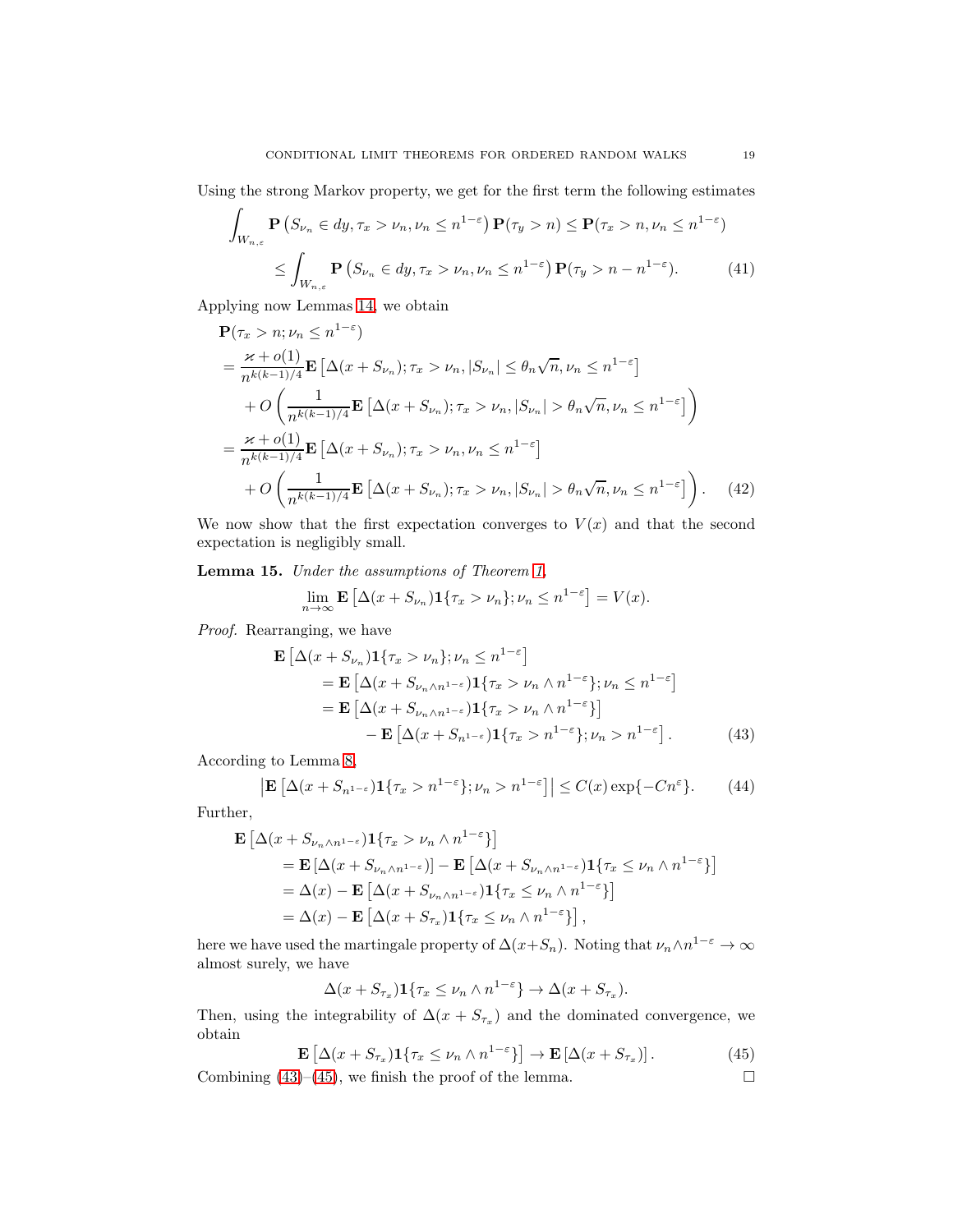Using the strong Markov property, we get for the first term the following estimates

$$
\int_{W_{n,\varepsilon}} \mathbf{P}\left(S_{\nu_n}\in dy, \tau_x>\nu_n, \nu_n\le n^{1-\varepsilon}\right)\mathbf{P}(\tau_y>n) \le \mathbf{P}(\tau_x>n, \nu_n\le n^{1-\varepsilon})
$$

$$
\le \int_{W_{n,\varepsilon}} \mathbf{P}\left(S_{\nu_n}\in dy, \tau_x>\nu_n, \nu_n\le n^{1-\varepsilon}\right)\mathbf{P}(\tau_y>n-n^{1-\varepsilon}). \tag{41}
$$

Applying now Lemmas 14, we obtain

$$
\begin{aligned}
&\mathbf{P}(\tau_x>n;\nu_n\le n^{1-\varepsilon})\\
&=\frac{\varkappa+o(1)}{n^{k(k-1)/4}}\mathbf{E}\left[\Delta(x+S_{\nu_n});\tau_x>\nu_n, |S_{\nu_n}|\le\theta_n\sqrt{n}, \nu_n\le n^{1-\varepsilon}\right]\\
&\quad+O\left(\frac{1}{n^{k(k-1)/4}}\mathbf{E}\left[\Delta(x+S_{\nu_n});\tau_x>\nu_n, |S_{\nu_n}|>\theta_n\sqrt{n}, \nu_n\le n^{1-\varepsilon}\right]\right)\\
&=\frac{\varkappa+o(1)}{n^{k(k-1)/4}}\mathbf{E}\left[\Delta(x+S_{\nu_n});\tau_x>\nu_n, \nu_n\le n^{1-\varepsilon}\right]\\
&\quad+O\left(\frac{1}{n^{k(k-1)/4}}\mathbf{E}\left[\Delta(x+S_{\nu_n});\tau_x>\nu_n, |S_{\nu_n}|>\theta_n\sqrt{n}, \nu_n\le n^{1-\varepsilon}\right]\right).
\end{aligned} \tag{42}
$$

We now show that the first expectation converges to $V(x)$ and that the second expectation is negligibly small.

**Lemma 15.** *Under the assumptions of Theorem 1,*

$$
\lim_{n\to\infty}\mathbf{E}\left[\Delta(x+S_{\nu_n})\mathbf{1}\{\tau_x>\nu_n\};\nu_n\le n^{1-\varepsilon}\right]=V(x).
$$

*Proof.* Rearranging, we have

$$
\begin{aligned}
\mathbf{E}&\left[\Delta(x+S_{\nu_n})\mathbf{1}\{\tau_x>\nu_n\};\nu_n\le n^{1-\varepsilon}\right]\\
&=\mathbf{E}\left[\Delta(x+S_{\nu_n\wedge n^{1-\varepsilon}})\mathbf{1}\{\tau_x>\nu_n\wedge n^{1-\varepsilon}\};\nu_n\le n^{1-\varepsilon}\right]\\
&=\mathbf{E}\left[\Delta(x+S_{\nu_n\wedge n^{1-\varepsilon}})\mathbf{1}\{\tau_x>\nu_n\wedge n^{1-\varepsilon}\}\right]\\
&\qquad-\mathbf{E}\left[\Delta(x+S_{n^{1-\varepsilon}})\mathbf{1}\{\tau_x>n^{1-\varepsilon}\};\nu_n>n^{1-\varepsilon}\right].
\end{aligned} \tag{43}
$$

According to Lemma 8,

$$
\left|\mathbf{E}\left[\Delta(x+S_{n^{1-\varepsilon}})\mathbf{1}\{\tau_x>n^{1-\varepsilon}\};\nu_n>n^{1-\varepsilon}\right]\right|\le C(x)\exp\{-Cn^{\varepsilon}\}. \tag{44}
$$

Further,

$$
\begin{aligned}
\mathbf{E}&\left[\Delta(x+S_{\nu_n\wedge n^{1-\varepsilon}})\mathbf{1}\{\tau_x>\nu_n\wedge n^{1-\varepsilon}\}\right]\\
&=\mathbf{E}\left[\Delta(x+S_{\nu_n\wedge n^{1-\varepsilon}})\right]-\mathbf{E}\left[\Delta(x+S_{\nu_n\wedge n^{1-\varepsilon}})\mathbf{1}\{\tau_x\le\nu_n\wedge n^{1-\varepsilon}\}\right]\\
&=\Delta(x)-\mathbf{E}\left[\Delta(x+S_{\nu_n\wedge n^{1-\varepsilon}})\mathbf{1}\{\tau_x\le\nu_n\wedge n^{1-\varepsilon}\}\right]\\
&=\Delta(x)-\mathbf{E}\left[\Delta(x+S_{\tau_x})\mathbf{1}\{\tau_x\le\nu_n\wedge n^{1-\varepsilon}\}\right],
\end{aligned}
$$

here we have used the martingale property of $\Delta(x+S_n)$. Noting that $\nu_n\wedge n^{1-\varepsilon}\to\infty$ almost surely, we have

$$
\Delta(x+S_{\tau_x})\mathbf{1}\{\tau_x\le\nu_n\wedge n^{1-\varepsilon}\}\to\Delta(x+S_{\tau_x}).
$$

Then, using the integrability of $\Delta(x+S_{\tau_x})$ and the dominated convergence, we obtain

$$
\mathbf{E}\left[\Delta(x+S_{\tau_x})\mathbf{1}\{\tau_x\le\nu_n\wedge n^{1-\varepsilon}\}\right]\to\mathbf{E}\left[\Delta(x+S_{\tau_x})\right]. \tag{45}
$$

Combining (43)–(45), we finish the proof of the lemma. □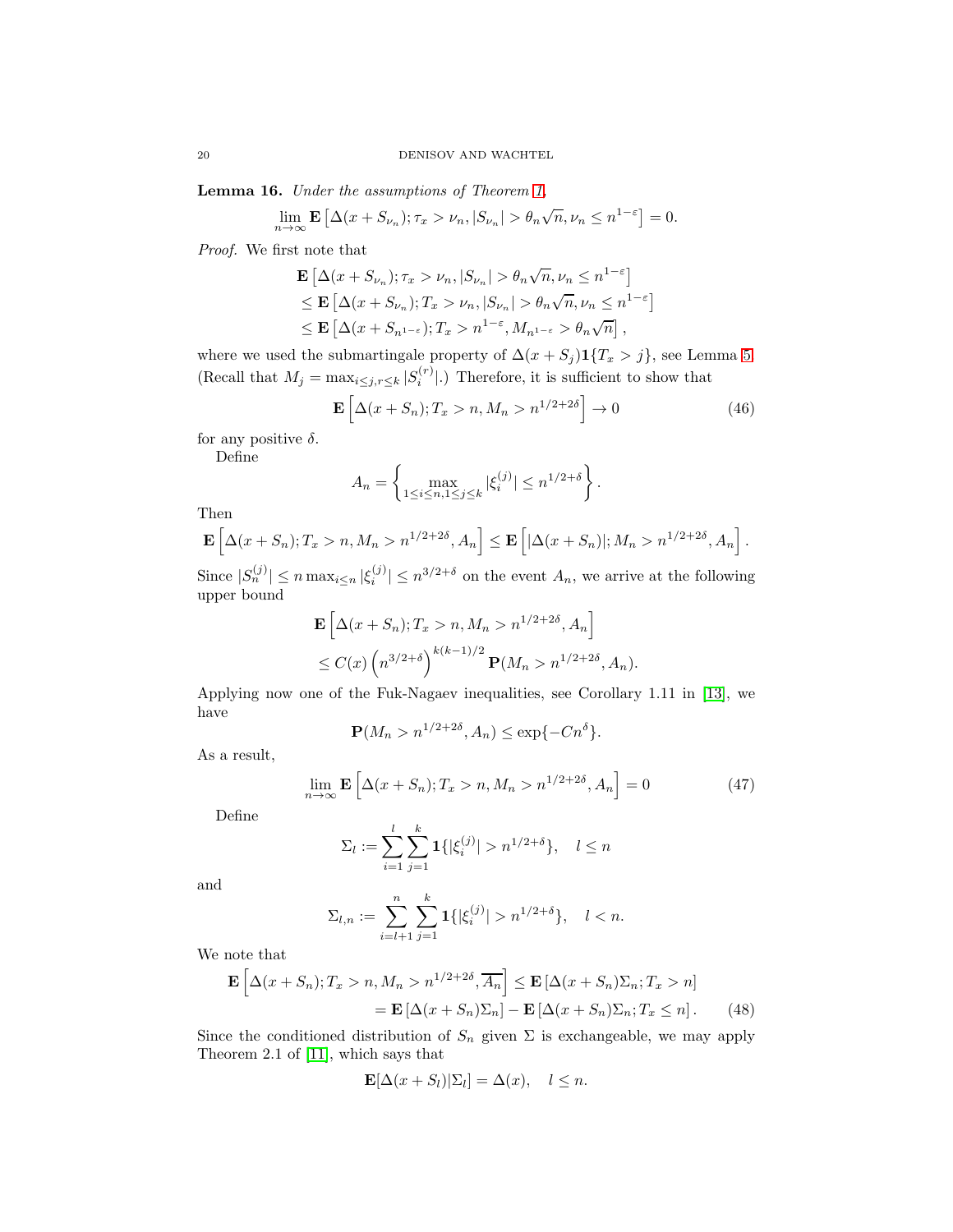**Lemma 16.** *Under the assumptions of Theorem 1,*

$$\lim_{n\to\infty} \mathbf{E}\left[\Delta(x+S_{\nu_n});\tau_x>\nu_n,|S_{\nu_n}|>\theta_n\sqrt{n},\nu_n\le n^{1-\varepsilon}\right]=0.$$

*Proof.* We first note that

$$\begin{aligned}
&\mathbf{E}\left[\Delta(x+S_{\nu_n});\tau_x>\nu_n,|S_{\nu_n}|>\theta_n\sqrt{n},\nu_n\le n^{1-\varepsilon}\right]\\
&\le \mathbf{E}\left[\Delta(x+S_{\nu_n});T_x>\nu_n,|S_{\nu_n}|>\theta_n\sqrt{n},\nu_n\le n^{1-\varepsilon}\right]\\
&\le \mathbf{E}\left[\Delta(x+S_{n^{1-\varepsilon}});T_x>n^{1-\varepsilon},M_{n^{1-\varepsilon}}>\theta_n\sqrt{n}\right],
\end{aligned}$$

where we used the submartingale property of $\Delta(x+S_j)\mathbf{1}\{T_x>j\}$, see Lemma 5. (Recall that $M_j=\max_{i\le j,r\le k}|S_i^{(r)}|$.) Therefore, it is sufficient to show that

$$\mathbf{E}\left[\Delta(x+S_n);T_x>n,M_n>n^{1/2+2\delta}\right]\to 0 \tag{46}$$

for any positive $\delta$.

Define

$$A_n=\left\{\max_{1\le i\le n,1\le j\le k}|\xi_i^{(j)}|\le n^{1/2+\delta}\right\}.$$

Then

$$\mathbf{E}\left[\Delta(x+S_n);T_x>n,M_n>n^{1/2+2\delta},A_n\right]\le \mathbf{E}\left[|\Delta(x+S_n)|;M_n>n^{1/2+2\delta},A_n\right].$$

Since $|S_n^{(j)}|\le n\max_{i\le n}|\xi_i^{(j)}|\le n^{3/2+\delta}$ on the event $A_n$, we arrive at the following upper bound

$$\begin{aligned}
&\mathbf{E}\left[\Delta(x+S_n);T_x>n,M_n>n^{1/2+2\delta},A_n\right]\\
&\le C(x)\left(n^{3/2+\delta}\right)^{k(k-1)/2}\mathbf{P}(M_n>n^{1/2+2\delta},A_n).
\end{aligned}$$

Applying now one of the Fuk-Nagaev inequalities, see Corollary 1.11 in [13], we have

$$\mathbf{P}(M_n>n^{1/2+2\delta},A_n)\le \exp\{-Cn^{\delta}\}.$$

As a result,

$$\lim_{n\to\infty}\mathbf{E}\left[\Delta(x+S_n);T_x>n,M_n>n^{1/2+2\delta},A_n\right]=0 \tag{47}$$

Define

$$\Sigma_l:=\sum_{i=1}^{l}\sum_{j=1}^{k}\mathbf{1}\{|\xi_i^{(j)}|>n^{1/2+\delta}\},\quad l\le n$$

and

$$\Sigma_{l,n}:=\sum_{i=l+1}^{n}\sum_{j=1}^{k}\mathbf{1}\{|\xi_i^{(j)}|>n^{1/2+\delta}\},\quad l<n.$$

We note that

$$\begin{aligned}
\mathbf{E}\left[\Delta(x+S_n);T_x>n,M_n>n^{1/2+2\delta},\overline{A_n}\right]&\le \mathbf{E}\left[\Delta(x+S_n)\Sigma_n;T_x>n\right]\\
&=\mathbf{E}\left[\Delta(x+S_n)\Sigma_n\right]-\mathbf{E}\left[\Delta(x+S_n)\Sigma_n;T_x\le n\right].
\end{aligned}\tag{48}$$

Since the conditioned distribution of $S_n$ given $\Sigma$ is exchangeable, we may apply Theorem 2.1 of [11], which says that

$$\mathbf{E}[\Delta(x+S_l)|\Sigma_l]=\Delta(x),\quad l\le n.$$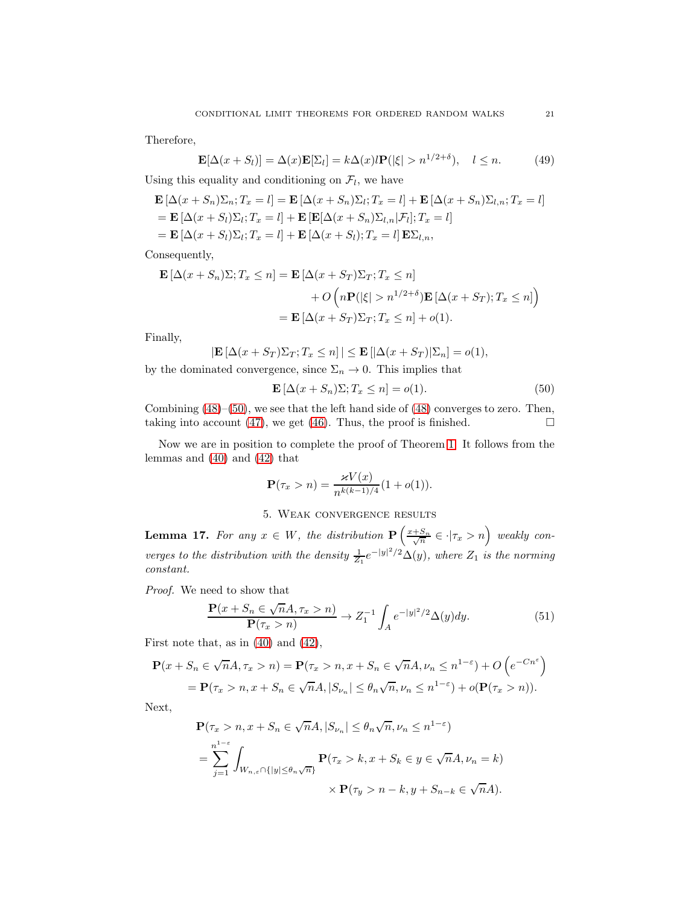Therefore,

$$\mathbf{E}[\Delta(x+S_l)] = \Delta(x)\mathbf{E}[\Sigma_l] = k\Delta(x)l\mathbf{P}(|\xi| > n^{1/2+\delta}), \quad l \le n. \tag{49}$$

Using this equality and conditioning on $\mathcal{F}_l$, we have

$$\begin{aligned}
&\mathbf{E}\left[\Delta(x+S_n)\Sigma_n; T_x = l\right] = \mathbf{E}\left[\Delta(x+S_n)\Sigma_l; T_x = l\right] + \mathbf{E}\left[\Delta(x+S_n)\Sigma_{l,n}; T_x = l\right] \\
&= \mathbf{E}\left[\Delta(x+S_l)\Sigma_l; T_x = l\right] + \mathbf{E}\left[\mathbf{E}[\Delta(x+S_n)\Sigma_{l,n}|\mathcal{F}_l]; T_x = l\right] \\
&= \mathbf{E}\left[\Delta(x+S_l)\Sigma_l; T_x = l\right] + \mathbf{E}\left[\Delta(x+S_l); T_x = l\right]\mathbf{E}\Sigma_{l,n},
\end{aligned}$$

Consequently,

$$\begin{aligned}
\mathbf{E}\left[\Delta(x+S_n)\Sigma; T_x \le n\right] &= \mathbf{E}\left[\Delta(x+S_T)\Sigma_T; T_x \le n\right] \\
&\qquad + O\left(n\mathbf{P}(|\xi| > n^{1/2+\delta})\mathbf{E}\left[\Delta(x+S_T); T_x \le n\right]\right) \\
&= \mathbf{E}\left[\Delta(x+S_T)\Sigma_T; T_x \le n\right] + o(1).
\end{aligned}$$

Finally,

$$\left|\mathbf{E}\left[\Delta(x+S_T)\Sigma_T; T_x \le n\right]\right| \le \mathbf{E}\left[|\Delta(x+S_T)|\Sigma_n\right] = o(1),$$

by the dominated convergence, since $\Sigma_n \to 0$. This implies that

$$\mathbf{E}\left[\Delta(x+S_n)\Sigma; T_x \le n\right] = o(1). \tag{50}$$

Combining (48)–(50), we see that the left hand side of (48) converges to zero. Then, taking into account (47), we get (46). Thus, the proof is finished. $\square$

Now we are in position to complete the proof of Theorem 1. It follows from the lemmas and (40) and (42) that

$$\mathbf{P}(\tau_x > n) = \frac{\varkappa V(x)}{n^{k(k-1)/4}}(1+o(1)).$$

## 5. Weak convergence results

**Lemma 17.** *For any $x \in W$, the distribution $\mathbf{P}\left(\frac{x+S_n}{\sqrt{n}} \in \cdot | \tau_x > n\right)$ weakly converges to the distribution with the density $\frac{1}{Z_1}e^{-|y|^2/2}\Delta(y)$, where $Z_1$ is the norming constant.*

*Proof.* We need to show that

$$\frac{\mathbf{P}(x+S_n \in \sqrt{n}A, \tau_x > n)}{\mathbf{P}(\tau_x > n)} \to Z_1^{-1}\int_A e^{-|y|^2/2}\Delta(y)dy. \tag{51}$$

First note that, as in (40) and (42),

$$\begin{aligned}
\mathbf{P}(x+S_n \in \sqrt{n}A, \tau_x > n) &= \mathbf{P}(\tau_x > n, x+S_n \in \sqrt{n}A, \nu_n \le n^{1-\varepsilon}) + O\left(e^{-Cn^{\varepsilon}}\right) \\
&= \mathbf{P}(\tau_x > n, x+S_n \in \sqrt{n}A, |S_{\nu_n}| \le \theta_n\sqrt{n}, \nu_n \le n^{1-\varepsilon}) + o(\mathbf{P}(\tau_x > n)).
\end{aligned}$$

Next,

$$\begin{aligned}
&\mathbf{P}(\tau_x > n, x+S_n \in \sqrt{n}A, |S_{\nu_n}| \le \theta_n\sqrt{n}, \nu_n \le n^{1-\varepsilon}) \\
&= \sum_{j=1}^{n^{1-\varepsilon}} \int_{W_{n,\varepsilon}\cap\{|y|\le\theta_n\sqrt{n}\}} \mathbf{P}(\tau_x > k, x+S_k \in y \in \sqrt{n}A, \nu_n = k) \\
&\qquad\qquad \times \mathbf{P}(\tau_y > n-k, y+S_{n-k} \in \sqrt{n}A).
\end{aligned}$$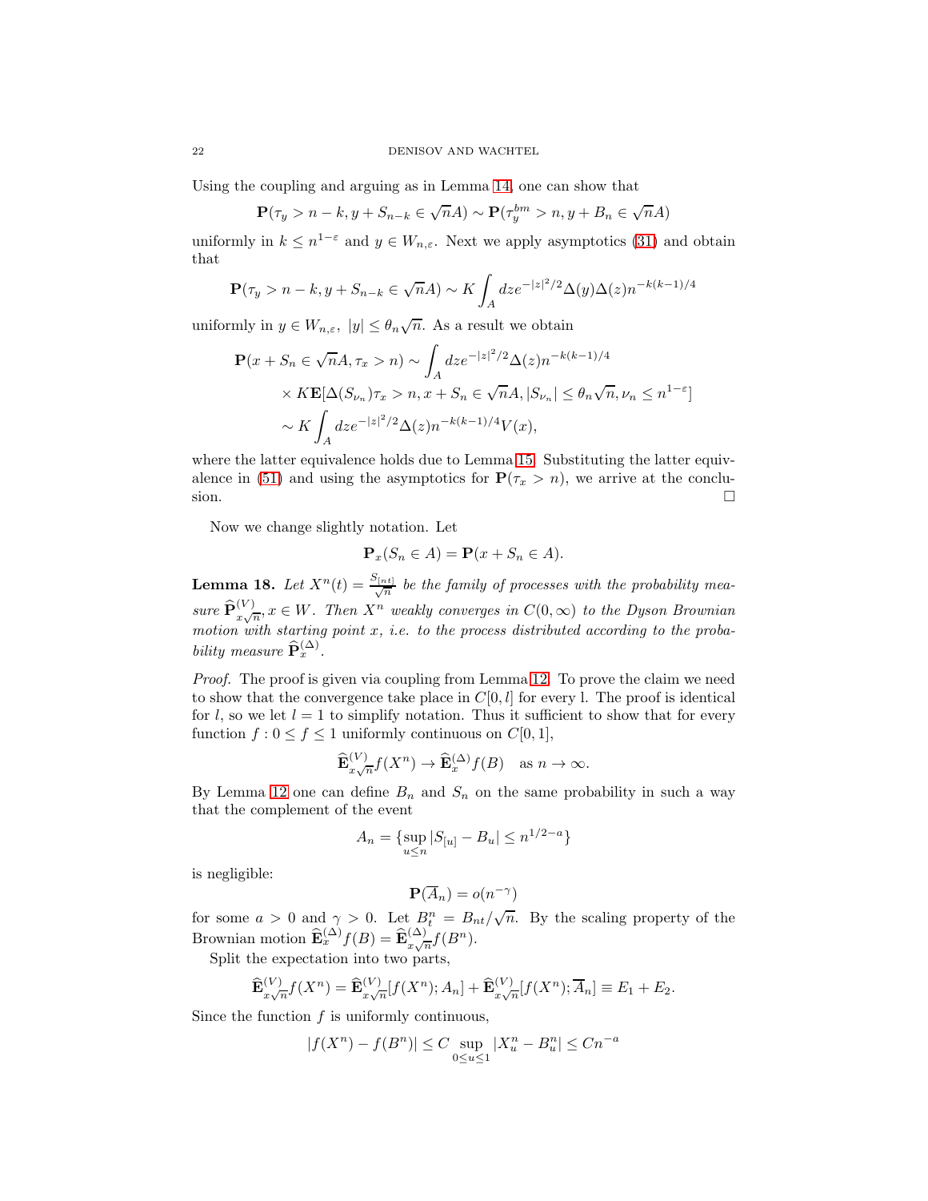Using the coupling and arguing as in Lemma 14, one can show that

$$\mathbf{P}(\tau_y > n-k, y + S_{n-k} \in \sqrt{n}A) \sim \mathbf{P}(\tau_y^{bm} > n, y + B_n \in \sqrt{n}A)$$

uniformly in $k \le n^{1-\varepsilon}$ and $y \in W_{n,\varepsilon}$. Next we apply asymptotics (31) and obtain that

$$\mathbf{P}(\tau_y > n-k, y + S_{n-k} \in \sqrt{n}A) \sim K \int_A dz e^{-|z|^2/2} \Delta(y)\Delta(z) n^{-k(k-1)/4}$$

uniformly in $y \in W_{n,\varepsilon},\ |y| \le \theta_n \sqrt{n}$. As a result we obtain

$$\begin{aligned}
\mathbf{P}(x + S_n \in \sqrt{n}A, \tau_x > n) &\sim \int_A dz e^{-|z|^2/2} \Delta(z) n^{-k(k-1)/4} \\
&\quad \times K\mathbf{E}[\Delta(S_{\nu_n})\tau_x > n, x + S_n \in \sqrt{n}A, |S_{\nu_n}| \le \theta_n\sqrt{n}, \nu_n \le n^{1-\varepsilon}] \\
&\sim K \int_A dz e^{-|z|^2/2} \Delta(z) n^{-k(k-1)/4} V(x),
\end{aligned}$$

where the latter equivalence holds due to Lemma 15. Substituting the latter equivalence in (51) and using the asymptotics for $\mathbf{P}(\tau_x > n)$, we arrive at the conclusion. $\square$

Now we change slightly notation. Let

$$\mathbf{P}_x(S_n \in A) = \mathbf{P}(x + S_n \in A).$$

**Lemma 18.** *Let $X^n(t) = \frac{S_{[nt]}}{\sqrt{n}}$ be the family of processes with the probability measure $\widehat{\mathbf{P}}^{(V)}_{x\sqrt{n}}, x \in W$. Then $X^n$ weakly converges in $C(0,\infty)$ to the Dyson Brownian motion with starting point $x$, i.e. to the process distributed according to the probability measure $\widehat{\mathbf{P}}^{(\Delta)}_x$.*

*Proof.* The proof is given via coupling from Lemma 12. To prove the claim we need to show that the convergence take place in $C[0,l]$ for every l. The proof is identical for $l$, so we let $l = 1$ to simplify notation. Thus it sufficient to show that for every function $f : 0 \le f \le 1$ uniformly continuous on $C[0,1]$,

$$\widehat{\mathbf{E}}^{(V)}_{x\sqrt{n}} f(X^n) \to \widehat{\mathbf{E}}^{(\Delta)}_x f(B) \quad \text{as } n \to \infty.$$

By Lemma 12 one can define $B_n$ and $S_n$ on the same probability in such a way that the complement of the event

$$A_n = \{\sup_{u \le n} |S_{[u]} - B_u| \le n^{1/2-a}\}$$

is negligible:

$$\mathbf{P}(\overline{A}_n) = o(n^{-\gamma})$$

for some $a > 0$ and $\gamma > 0$. Let $B^n_t = B_{nt}/\sqrt{n}$. By the scaling property of the Brownian motion $\widehat{\mathbf{E}}^{(\Delta)}_x f(B) = \widehat{\mathbf{E}}^{(\Delta)}_{x\sqrt{n}} f(B^n)$.

Split the expectation into two parts,

$$\widehat{\mathbf{E}}^{(V)}_{x\sqrt{n}} f(X^n) = \widehat{\mathbf{E}}^{(V)}_{x\sqrt{n}}[f(X^n); A_n] + \widehat{\mathbf{E}}^{(V)}_{x\sqrt{n}}[f(X^n); \overline{A}_n] \equiv E_1 + E_2.$$

Since the function $f$ is uniformly continuous,

$$|f(X^n) - f(B^n)| \le C \sup_{0 \le u \le 1} |X^n_u - B^n_u| \le Cn^{-a}$$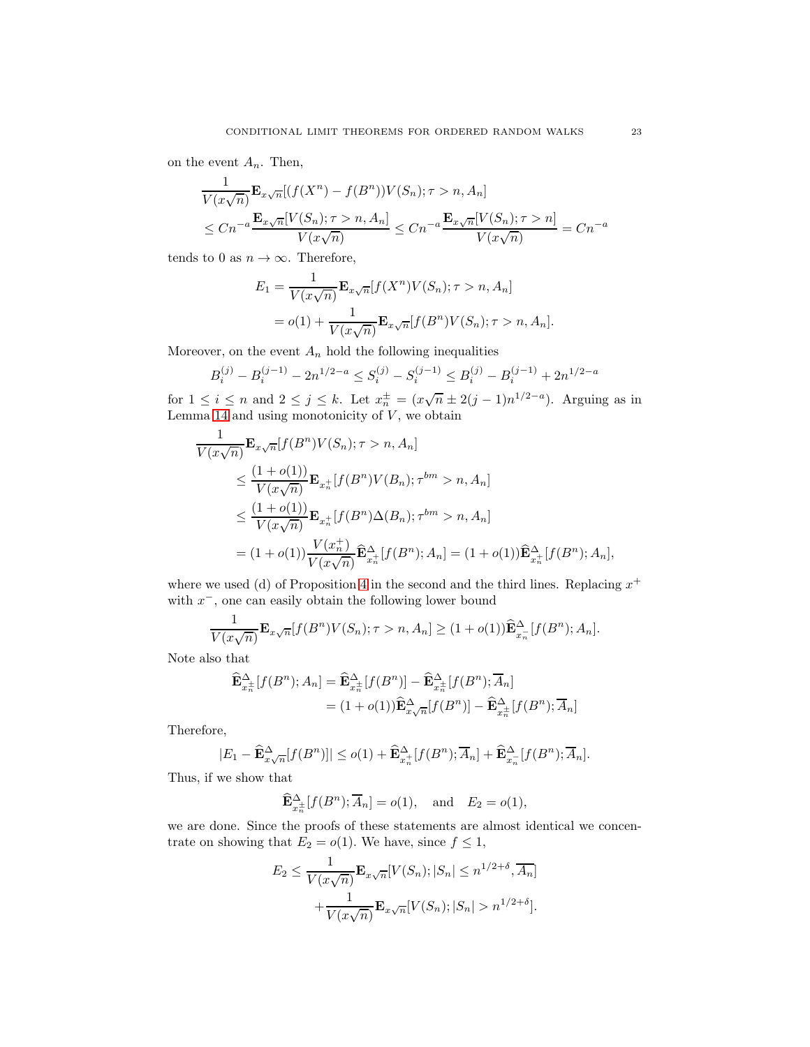on the event $A_n$. Then,

$$
\begin{aligned}
&\frac{1}{V(x\sqrt{n})}\mathbf{E}_{x\sqrt{n}}[(f(X^n)-f(B^n))V(S_n);\tau>n,A_n]\\
&\le Cn^{-a}\frac{\mathbf{E}_{x\sqrt{n}}[V(S_n);\tau>n,A_n]}{V(x\sqrt{n})}\le Cn^{-a}\frac{\mathbf{E}_{x\sqrt{n}}[V(S_n);\tau>n]}{V(x\sqrt{n})}=Cn^{-a}
\end{aligned}
$$

tends to 0 as $n\to\infty$. Therefore,

$$
\begin{aligned}
E_1&=\frac{1}{V(x\sqrt{n})}\mathbf{E}_{x\sqrt{n}}[f(X^n)V(S_n);\tau>n,A_n]\\
&=o(1)+\frac{1}{V(x\sqrt{n})}\mathbf{E}_{x\sqrt{n}}[f(B^n)V(S_n);\tau>n,A_n].
\end{aligned}
$$

Moreover, on the event $A_n$ hold the following inequalities

$$
B_i^{(j)}-B_i^{(j-1)}-2n^{1/2-a}\le S_i^{(j)}-S_i^{(j-1)}\le B_i^{(j)}-B_i^{(j-1)}+2n^{1/2-a}
$$

for $1\le i\le n$ and $2\le j\le k$. Let $x_n^{\pm}=(x\sqrt{n}\pm 2(j-1)n^{1/2-a})$. Arguing as in Lemma 14 and using monotonicity of $V$, we obtain

$$
\begin{aligned}
&\frac{1}{V(x\sqrt{n})}\mathbf{E}_{x\sqrt{n}}[f(B^n)V(S_n);\tau>n,A_n]\\
&\le\frac{(1+o(1))}{V(x\sqrt{n})}\mathbf{E}_{x_n^+}[f(B^n)V(B_n);\tau^{bm}>n,A_n]\\
&\le\frac{(1+o(1))}{V(x\sqrt{n})}\mathbf{E}_{x_n^+}[f(B^n)\Delta(B_n);\tau^{bm}>n,A_n]\\
&=(1+o(1))\frac{V(x_n^+)}{V(x\sqrt{n})}\widehat{\mathbf{E}}^{\Delta}_{x_n^+}[f(B^n);A_n]=(1+o(1))\widehat{\mathbf{E}}^{\Delta}_{x_n^+}[f(B^n);A_n],
\end{aligned}
$$

where we used (d) of Proposition 4 in the second and the third lines. Replacing $x^+$ with $x^-$, one can easily obtain the following lower bound

$$
\frac{1}{V(x\sqrt{n})}\mathbf{E}_{x\sqrt{n}}[f(B^n)V(S_n);\tau>n,A_n]\ge(1+o(1))\widehat{\mathbf{E}}^{\Delta}_{x_n^-}[f(B^n);A_n].
$$

Note also that

$$
\begin{aligned}
\widehat{\mathbf{E}}^{\Delta}_{x_n^{\pm}}[f(B^n);A_n]&=\widehat{\mathbf{E}}^{\Delta}_{x_n^{\pm}}[f(B^n)]-\widehat{\mathbf{E}}^{\Delta}_{x_n^{\pm}}[f(B^n);\overline{A}_n]\\
&=(1+o(1))\widehat{\mathbf{E}}^{\Delta}_{x\sqrt{n}}[f(B^n)]-\widehat{\mathbf{E}}^{\Delta}_{x_n^{\pm}}[f(B^n);\overline{A}_n]
\end{aligned}
$$

Therefore,

$$
|E_1-\widehat{\mathbf{E}}^{\Delta}_{x\sqrt{n}}[f(B^n)]|\le o(1)+\widehat{\mathbf{E}}^{\Delta}_{x_n^+}[f(B^n);\overline{A}_n]+\widehat{\mathbf{E}}^{\Delta}_{x_n^-}[f(B^n);\overline{A}_n].
$$

Thus, if we show that

$$
\widehat{\mathbf{E}}^{\Delta}_{x_n^{\pm}}[f(B^n);\overline{A}_n]=o(1),\quad\text{and}\quad E_2=o(1),
$$

we are done. Since the proofs of these statements are almost identical we concentrate on showing that $E_2=o(1)$. We have, since $f\le 1$,

$$
\begin{aligned}
E_2\le&\frac{1}{V(x\sqrt{n})}\mathbf{E}_{x\sqrt{n}}[V(S_n);|S_n|\le n^{1/2+\delta},\overline{A_n}]\\
&+\frac{1}{V(x\sqrt{n})}\mathbf{E}_{x\sqrt{n}}[V(S_n);|S_n|>n^{1/2+\delta}].
\end{aligned}
$$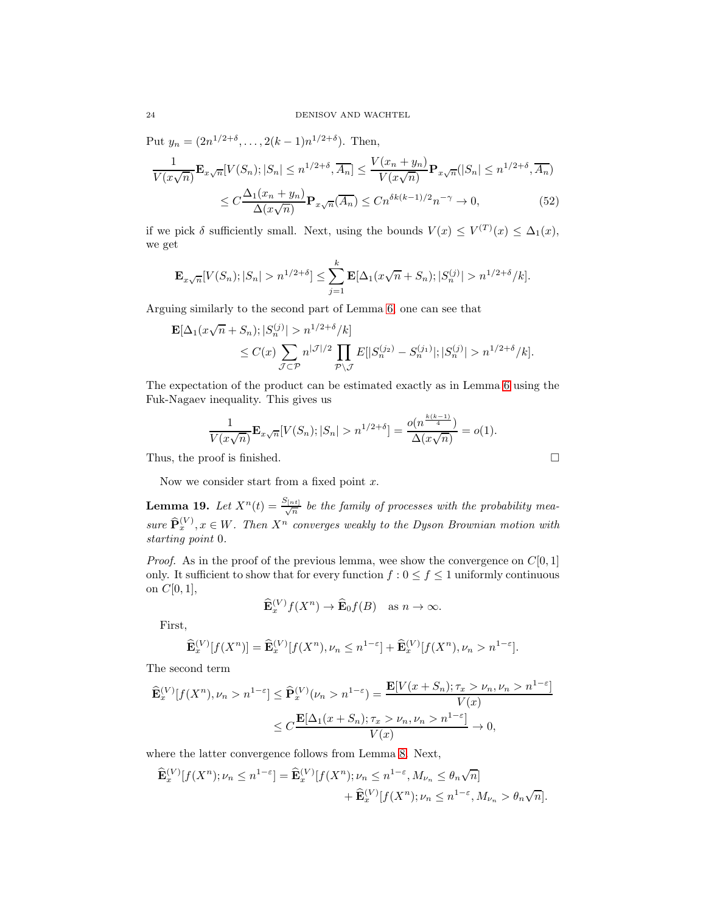Put $y_n = (2n^{1/2+\delta}, \dots, 2(k-1)n^{1/2+\delta})$. Then,

$$\frac{1}{V(x\sqrt{n})}\mathbf{E}_{x\sqrt{n}}[V(S_n); |S_n| \le n^{1/2+\delta}, \overline{A_n}] \le \frac{V(x_n+y_n)}{V(x\sqrt{n})}\mathbf{P}_{x\sqrt{n}}(|S_n| \le n^{1/2+\delta}, \overline{A_n})$$
$$\le C\frac{\Delta_1(x_n+y_n)}{\Delta(x\sqrt{n})}\mathbf{P}_{x\sqrt{n}}(\overline{A_n}) \le Cn^{\delta k(k-1)/2}n^{-\gamma} \to 0, \tag{52}$$

if we pick $\delta$ sufficiently small. Next, using the bounds $V(x) \le V^{(T)}(x) \le \Delta_1(x)$, we get

$$\mathbf{E}_{x\sqrt{n}}[V(S_n); |S_n| > n^{1/2+\delta}] \le \sum_{j=1}^{k} \mathbf{E}[\Delta_1(x\sqrt{n}+S_n); |S_n^{(j)}| > n^{1/2+\delta}/k].$$

Arguing similarly to the second part of Lemma 6, one can see that

$$\mathbf{E}[\Delta_1(x\sqrt{n}+S_n); |S_n^{(j)}| > n^{1/2+\delta}/k]$$
$$\le C(x)\sum_{\mathcal{J}\subset\mathcal{P}} n^{|\mathcal{J}|/2}\prod_{\mathcal{P}\setminus\mathcal{J}} E[|S_n^{(j_2)} - S_n^{(j_1)}|; |S_n^{(j)}| > n^{1/2+\delta}/k].$$

The expectation of the product can be estimated exactly as in Lemma 6 using the Fuk-Nagaev inequality. This gives us

$$\frac{1}{V(x\sqrt{n})}\mathbf{E}_{x\sqrt{n}}[V(S_n); |S_n| > n^{1/2+\delta}] = \frac{o(n^{\frac{k(k-1)}{4}})}{\Delta(x\sqrt{n})} = o(1).$$

Thus, the proof is finished. $\square$

Now we consider start from a fixed point $x$.

**Lemma 19.** *Let $X^n(t) = \frac{S_{[nt]}}{\sqrt{n}}$ be the family of processes with the probability measure $\widehat{\mathbf{P}}_x^{(V)}, x \in W$. Then $X^n$ converges weakly to the Dyson Brownian motion with starting point 0.*

*Proof.* As in the proof of the previous lemma, wee show the convergence on $C[0,1]$ only. It sufficient to show that for every function $f : 0 \le f \le 1$ uniformly continuous on $C[0,1]$,

$$\widehat{\mathbf{E}}_x^{(V)} f(X^n) \to \widehat{\mathbf{E}}_0 f(B) \quad \text{as } n \to \infty.$$

First,

$$\widehat{\mathbf{E}}_x^{(V)}[f(X^n)] = \widehat{\mathbf{E}}_x^{(V)}[f(X^n), \nu_n \le n^{1-\varepsilon}] + \widehat{\mathbf{E}}_x^{(V)}[f(X^n), \nu_n > n^{1-\varepsilon}].$$

The second term

$$\widehat{\mathbf{E}}_x^{(V)}[f(X^n), \nu_n > n^{1-\varepsilon}] \le \widehat{\mathbf{P}}_x^{(V)}(\nu_n > n^{1-\varepsilon}) = \frac{\mathbf{E}[V(x+S_n); \tau_x > \nu_n, \nu_n > n^{1-\varepsilon}]}{V(x)}$$
$$\le C\frac{\mathbf{E}[\Delta_1(x+S_n); \tau_x > \nu_n, \nu_n > n^{1-\varepsilon}]}{V(x)} \to 0,$$

where the latter convergence follows from Lemma 8. Next,

$$\widehat{\mathbf{E}}_x^{(V)}[f(X^n); \nu_n \le n^{1-\varepsilon}] = \widehat{\mathbf{E}}_x^{(V)}[f(X^n); \nu_n \le n^{1-\varepsilon}, M_{\nu_n} \le \theta_n\sqrt{n}]$$
$$+ \widehat{\mathbf{E}}_x^{(V)}[f(X^n); \nu_n \le n^{1-\varepsilon}, M_{\nu_n} > \theta_n\sqrt{n}].$$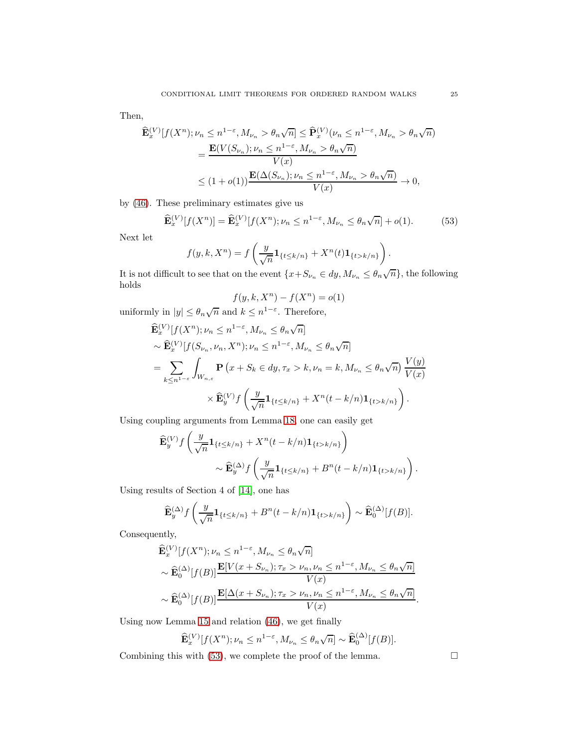Then,

$$
\begin{aligned}
\widehat{\mathbf{E}}_x^{(V)}[f(X^n);\nu_n \le n^{1-\varepsilon}, M_{\nu_n} > \theta_n\sqrt{n}] &\le \widehat{\mathbf{P}}_x^{(V)}(\nu_n \le n^{1-\varepsilon}, M_{\nu_n} > \theta_n\sqrt{n}) \\
&= \frac{\mathbf{E}(V(S_{\nu_n});\nu_n \le n^{1-\varepsilon}, M_{\nu_n} > \theta_n\sqrt{n})}{V(x)} \\
&\le (1+o(1))\frac{\mathbf{E}(\Delta(S_{\nu_n});\nu_n \le n^{1-\varepsilon}, M_{\nu_n} > \theta_n\sqrt{n})}{V(x)} \to 0,
\end{aligned}
$$

by (46). These preliminary estimates give us

$$
\widehat{\mathbf{E}}_x^{(V)}[f(X^n)] = \widehat{\mathbf{E}}_x^{(V)}[f(X^n);\nu_n \le n^{1-\varepsilon}, M_{\nu_n} \le \theta_n\sqrt{n}] + o(1). \tag{53}
$$

Next let

$$
f(y,k,X^n) = f\left(\frac{y}{\sqrt{n}}\mathbf{1}_{\{t\le k/n\}} + X^n(t)\mathbf{1}_{\{t>k/n\}}\right).
$$

It is not difficult to see that on the event $\{x+S_{\nu_n}\in dy, M_{\nu_n}\le\theta_n\sqrt{n}\}$, the following holds

$$
f(y,k,X^n) - f(X^n) = o(1)
$$

uniformly in $|y|\le\theta_n\sqrt{n}$ and $k\le n^{1-\varepsilon}$. Therefore,

$$
\begin{aligned}
&\widehat{\mathbf{E}}_x^{(V)}[f(X^n);\nu_n \le n^{1-\varepsilon}, M_{\nu_n} \le \theta_n\sqrt{n}] \\
&\sim \widehat{\mathbf{E}}_x^{(V)}[f(S_{\nu_n},\nu_n,X^n);\nu_n \le n^{1-\varepsilon}, M_{\nu_n} \le \theta_n\sqrt{n}] \\
&= \sum_{k\le n^{1-\varepsilon}}\int_{W_{n,\varepsilon}} \mathbf{P}\left(x+S_k\in dy, \tau_x>k, \nu_n=k, M_{\nu_n}\le\theta_n\sqrt{n}\right)\frac{V(y)}{V(x)} \\
&\qquad\qquad \times \widehat{\mathbf{E}}_y^{(V)} f\left(\frac{y}{\sqrt{n}}\mathbf{1}_{\{t\le k/n\}} + X^n(t-k/n)\mathbf{1}_{\{t>k/n\}}\right).
\end{aligned}
$$

Using coupling arguments from Lemma 18, one can easily get

$$
\begin{aligned}
&\widehat{\mathbf{E}}_y^{(V)} f\left(\frac{y}{\sqrt{n}}\mathbf{1}_{\{t\le k/n\}} + X^n(t-k/n)\mathbf{1}_{\{t>k/n\}}\right) \\
&\qquad\qquad \sim \widehat{\mathbf{E}}_y^{(\Delta)} f\left(\frac{y}{\sqrt{n}}\mathbf{1}_{\{t\le k/n\}} + B^n(t-k/n)\mathbf{1}_{\{t>k/n\}}\right).
\end{aligned}
$$

Using results of Section 4 of [14], one has

$$
\widehat{\mathbf{E}}_y^{(\Delta)} f\left(\frac{y}{\sqrt{n}}\mathbf{1}_{\{t\le k/n\}} + B^n(t-k/n)\mathbf{1}_{\{t>k/n\}}\right) \sim \widehat{\mathbf{E}}_0^{(\Delta)}[f(B)].
$$

Consequently,

$$
\begin{aligned}
&\widehat{\mathbf{E}}_x^{(V)}[f(X^n);\nu_n \le n^{1-\varepsilon}, M_{\nu_n} \le \theta_n\sqrt{n}] \\
&\sim \widehat{\mathbf{E}}_0^{(\Delta)}[f(B)]\frac{\mathbf{E}[V(x+S_{\nu_n});\tau_x>\nu_n, \nu_n \le n^{1-\varepsilon}, M_{\nu_n} \le \theta_n\sqrt{n}]}{V(x)} \\
&\sim \widehat{\mathbf{E}}_0^{(\Delta)}[f(B)]\frac{\mathbf{E}[\Delta(x+S_{\nu_n});\tau_x>\nu_n, \nu_n \le n^{1-\varepsilon}, M_{\nu_n} \le \theta_n\sqrt{n}]}{V(x)}.
\end{aligned}
$$

Using now Lemma 15 and relation (46), we get finally

$$
\widehat{\mathbf{E}}_x^{(V)}[f(X^n);\nu_n \le n^{1-\varepsilon}, M_{\nu_n} \le \theta_n\sqrt{n}] \sim \widehat{\mathbf{E}}_0^{(\Delta)}[f(B)].
$$

Combining this with (53), we complete the proof of the lemma. $\square$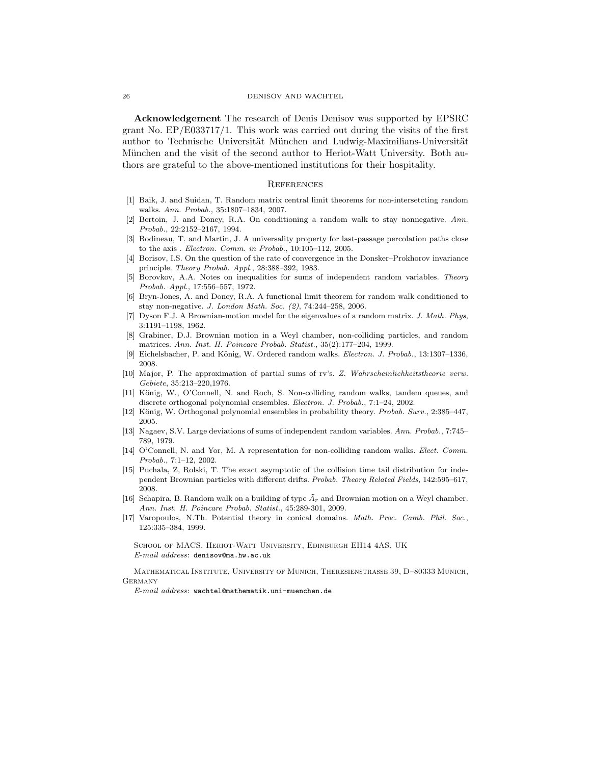**Acknowledgement** The research of Denis Denisov was supported by EPSRC grant No. EP/E033717/1. This work was carried out during the visits of the first author to Technische Universität München and Ludwig-Maximilians-Universität München and the visit of the second author to Heriot-Watt University. Both authors are grateful to the above-mentioned institutions for their hospitality.

## References

[1] Baik, J. and Suidan, T. Random matrix central limit theorems for non-intersetcting random walks. *Ann. Probab.*, 35:1807–1834, 2007.

[2] Bertoin, J. and Doney, R.A. On conditioning a random walk to stay nonnegative. *Ann. Probab.*, 22:2152–2167, 1994.

[3] Bodineau, T. and Martin, J. A universality property for last-passage percolation paths close to the axis . *Electron. Comm. in Probab.*, 10:105–112, 2005.

[4] Borisov, I.S. On the question of the rate of convergence in the Donsker–Prokhorov invariance principle. *Theory Probab. Appl.*, 28:388–392, 1983.

[5] Borovkov, A.A. Notes on inequalities for sums of independent random variables. *Theory Probab. Appl.*, 17:556–557, 1972.

[6] Bryn-Jones, A. and Doney, R.A. A functional limit theorem for random walk conditioned to stay non-negative. *J. London Math. Soc. (2)*, 74:244–258, 2006.

[7] Dyson F.J. A Brownian-motion model for the eigenvalues of a random matrix. *J. Math. Phys*, 3:1191–1198, 1962.

[8] Grabiner, D.J. Brownian motion in a Weyl chamber, non-colliding particles, and random matrices. *Ann. Inst. H. Poincare Probab. Statist.*, 35(2):177–204, 1999.

[9] Eichelsbacher, P. and König, W. Ordered random walks. *Electron. J. Probab.*, 13:1307–1336, 2008.

[10] Major, P. The approximation of partial sums of rv's. *Z. Wahrscheinlichkeitstheorie verw. Gebiete*, 35:213–220,1976.

[11] König, W., O'Connell, N. and Roch, S. Non-colliding random walks, tandem queues, and discrete orthogonal polynomial ensembles. *Electron. J. Probab.*, 7:1–24, 2002.

[12] König, W. Orthogonal polynomial ensembles in probability theory. *Probab. Surv.*, 2:385–447, 2005.

[13] Nagaev, S.V. Large deviations of sums of independent random variables. *Ann. Probab.*, 7:745–789, 1979.

[14] O'Connell, N. and Yor, M. A representation for non-colliding random walks. *Elect. Comm. Probab.*, 7:1–12, 2002.

[15] Puchala, Z, Rolski, T. The exact asymptotic of the collision time tail distribution for independent Brownian particles with different drifts. *Probab. Theory Related Fields*, 142:595–617, 2008.

[16] Schapira, B. Random walk on a building of type $\tilde{A}_r$ and Brownian motion on a Weyl chamber. *Ann. Inst. H. Poincare Probab. Statist.*, 45:289-301, 2009.

[17] Varopoulos, N.Th. Potential theory in conical domains. *Math. Proc. Camb. Phil. Soc.*, 125:335–384, 1999.

School of MACS, Heriot-Watt University, Edinburgh EH14 4AS, UK
*E-mail address*: denisov@ma.hw.ac.uk

Mathematical Institute, University of Munich, Theresienstrasse 39, D–80333 Munich, Germany
*E-mail address*: wachtel@mathematik.uni-muenchen.de